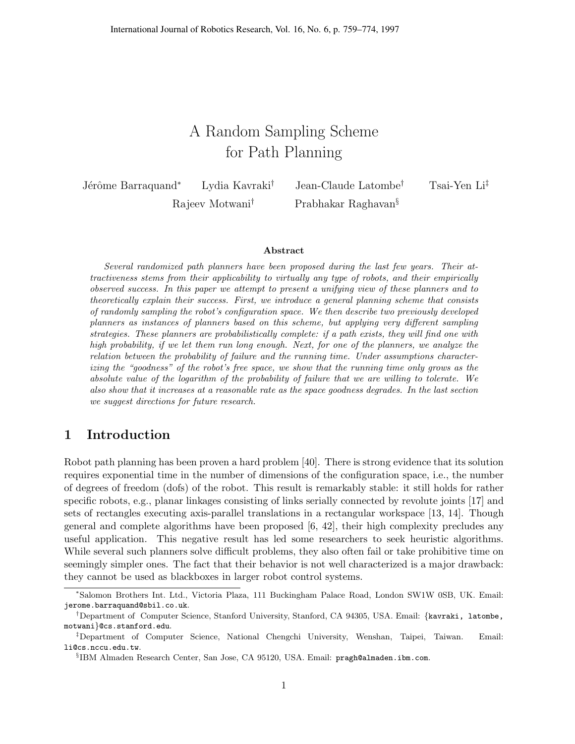International Journal of Robotics Research, Vol. 16, No. 6, p. 759–774, 1997

# A Random Sampling Scheme for Path Planning

Jérôme Barraquand* Lydia Kavraki† Jean-Claude Latombe† Tsai-Yen Li‡
Rajeev Motwani† Prabhakar Raghavan§

### Abstract

*Several randomized path planners have been proposed during the last few years. Their attractiveness stems from their applicability to virtually any type of robots, and their empirically observed success. In this paper we attempt to present a unifying view of these planners and to theoretically explain their success. First, we introduce a general planning scheme that consists of randomly sampling the robot's configuration space. We then describe two previously developed planners as instances of planners based on this scheme, but applying very different sampling strategies. These planners are probabilistically complete: if a path exists, they will find one with high probability, if we let them run long enough. Next, for one of the planners, we analyze the relation between the probability of failure and the running time. Under assumptions characterizing the "goodness" of the robot's free space, we show that the running time only grows as the absolute value of the logarithm of the probability of failure that we are willing to tolerate. We also show that it increases at a reasonable rate as the space goodness degrades. In the last section we suggest directions for future research.*

## 1 Introduction

Robot path planning has been proven a hard problem [40]. There is strong evidence that its solution requires exponential time in the number of dimensions of the configuration space, i.e., the number of degrees of freedom (dofs) of the robot. This result is remarkably stable: it still holds for rather specific robots, e.g., planar linkages consisting of links serially connected by revolute joints [17] and sets of rectangles executing axis-parallel translations in a rectangular workspace [13, 14]. Though general and complete algorithms have been proposed [6, 42], their high complexity precludes any useful application. This negative result has led some researchers to seek heuristic algorithms. While several such planners solve difficult problems, they also often fail or take prohibitive time on seemingly simpler ones. The fact that their behavior is not well characterized is a major drawback: they cannot be used as blackboxes in larger robot control systems.

---

*Salomon Brothers Int. Ltd., Victoria Plaza, 111 Buckingham Palace Road, London SW1W 0SB, UK. Email: jerome.barraquand@sbil.co.uk.

†Department of Computer Science, Stanford University, Stanford, CA 94305, USA. Email: {kavraki, latombe, motwani}@cs.stanford.edu.

‡Department of Computer Science, National Chengchi University, Wenshan, Taipei, Taiwan. Email: li@cs.nccu.edu.tw.

§IBM Almaden Research Center, San Jose, CA 95120, USA. Email: pragh@almaden.ibm.com.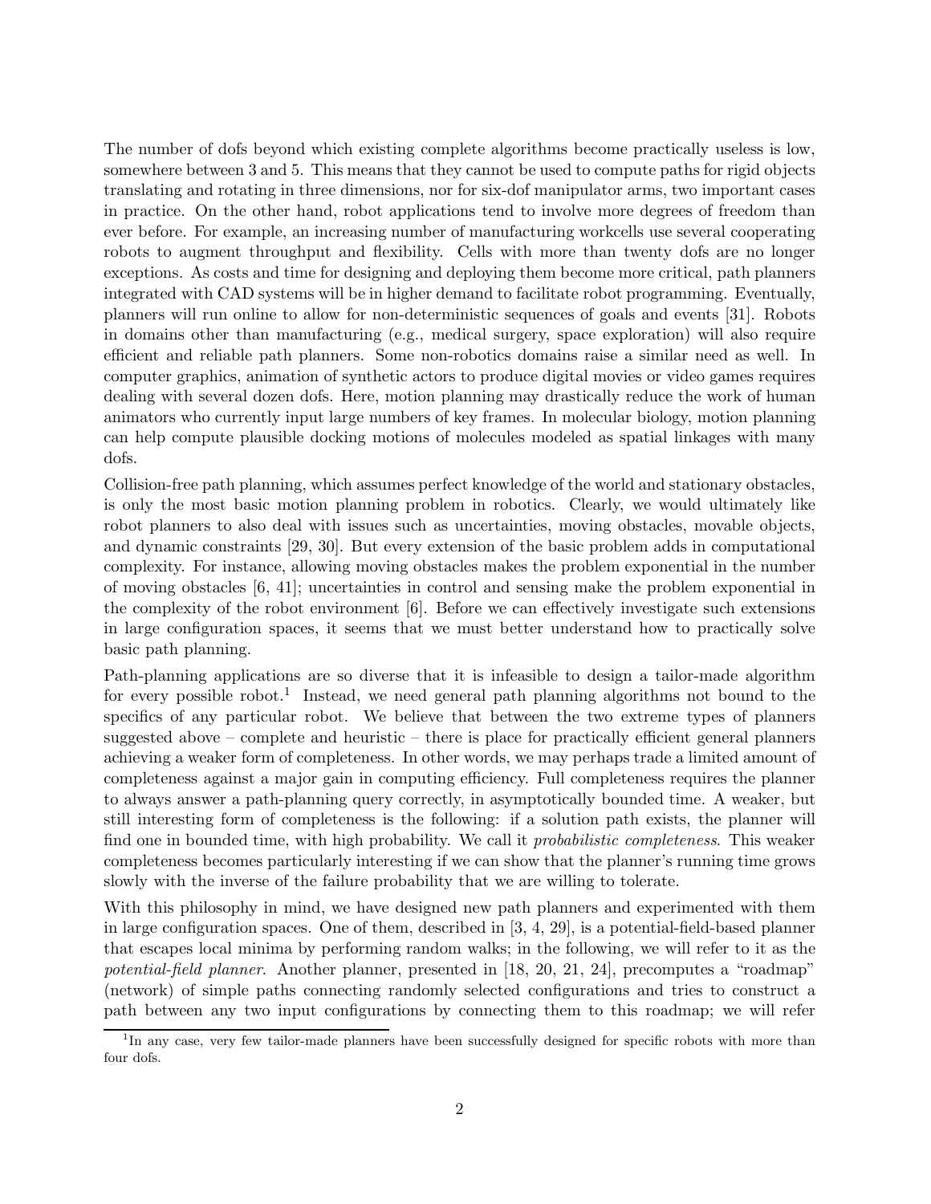The number of dofs beyond which existing complete algorithms become practically useless is low, somewhere between 3 and 5. This means that they cannot be used to compute paths for rigid objects translating and rotating in three dimensions, nor for six-dof manipulator arms, two important cases in practice. On the other hand, robot applications tend to involve more degrees of freedom than ever before. For example, an increasing number of manufacturing workcells use several cooperating robots to augment throughput and flexibility. Cells with more than twenty dofs are no longer exceptions. As costs and time for designing and deploying them become more critical, path planners integrated with CAD systems will be in higher demand to facilitate robot programming. Eventually, planners will run online to allow for non-deterministic sequences of goals and events [31]. Robots in domains other than manufacturing (e.g., medical surgery, space exploration) will also require efficient and reliable path planners. Some non-robotics domains raise a similar need as well. In computer graphics, animation of synthetic actors to produce digital movies or video games requires dealing with several dozen dofs. Here, motion planning may drastically reduce the work of human animators who currently input large numbers of key frames. In molecular biology, motion planning can help compute plausible docking motions of molecules modeled as spatial linkages with many dofs.

Collision-free path planning, which assumes perfect knowledge of the world and stationary obstacles, is only the most basic motion planning problem in robotics. Clearly, we would ultimately like robot planners to also deal with issues such as uncertainties, moving obstacles, movable objects, and dynamic constraints [29, 30]. But every extension of the basic problem adds in computational complexity. For instance, allowing moving obstacles makes the problem exponential in the number of moving obstacles [6, 41]; uncertainties in control and sensing make the problem exponential in the complexity of the robot environment [6]. Before we can effectively investigate such extensions in large configuration spaces, it seems that we must better understand how to practically solve basic path planning.

Path-planning applications are so diverse that it is infeasible to design a tailor-made algorithm for every possible robot.[1] Instead, we need general path planning algorithms not bound to the specifics of any particular robot. We believe that between the two extreme types of planners suggested above – complete and heuristic – there is place for practically efficient general planners achieving a weaker form of completeness. In other words, we may perhaps trade a limited amount of completeness against a major gain in computing efficiency. Full completeness requires the planner to always answer a path-planning query correctly, in asymptotically bounded time. A weaker, but still interesting form of completeness is the following: if a solution path exists, the planner will find one in bounded time, with high probability. We call it *probabilistic completeness*. This weaker completeness becomes particularly interesting if we can show that the planner's running time grows slowly with the inverse of the failure probability that we are willing to tolerate.

With this philosophy in mind, we have designed new path planners and experimented with them in large configuration spaces. One of them, described in [3, 4, 29], is a potential-field-based planner that escapes local minima by performing random walks; in the following, we will refer to it as the *potential-field planner*. Another planner, presented in [18, 20, 21, 24], precomputes a "roadmap" (network) of simple paths connecting randomly selected configurations and tries to construct a path between any two input configurations by connecting them to this roadmap; we will refer

[1] In any case, very few tailor-made planners have been successfully designed for specific robots with more than four dofs.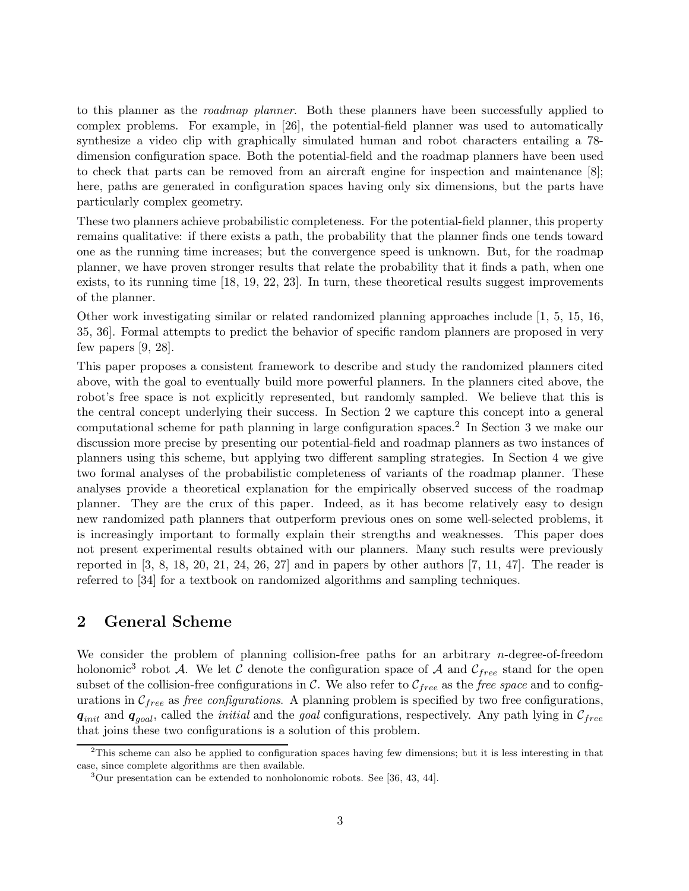to this planner as the *roadmap planner*. Both these planners have been successfully applied to complex problems. For example, in [26], the potential-field planner was used to automatically synthesize a video clip with graphically simulated human and robot characters entailing a 78-dimension configuration space. Both the potential-field and the roadmap planners have been used to check that parts can be removed from an aircraft engine for inspection and maintenance [8]; here, paths are generated in configuration spaces having only six dimensions, but the parts have particularly complex geometry.

These two planners achieve probabilistic completeness. For the potential-field planner, this property remains qualitative: if there exists a path, the probability that the planner finds one tends toward one as the running time increases; but the convergence speed is unknown. But, for the roadmap planner, we have proven stronger results that relate the probability that it finds a path, when one exists, to its running time [18, 19, 22, 23]. In turn, these theoretical results suggest improvements of the planner.

Other work investigating similar or related randomized planning approaches include [1, 5, 15, 16, 35, 36]. Formal attempts to predict the behavior of specific random planners are proposed in very few papers [9, 28].

This paper proposes a consistent framework to describe and study the randomized planners cited above, with the goal to eventually build more powerful planners. In the planners cited above, the robot's free space is not explicitly represented, but randomly sampled. We believe that this is the central concept underlying their success. In Section 2 we capture this concept into a general computational scheme for path planning in large configuration spaces.[2] In Section 3 we make our discussion more precise by presenting our potential-field and roadmap planners as two instances of planners using this scheme, but applying two different sampling strategies. In Section 4 we give two formal analyses of the probabilistic completeness of variants of the roadmap planner. These analyses provide a theoretical explanation for the empirically observed success of the roadmap planner. They are the crux of this paper. Indeed, as it has become relatively easy to design new randomized path planners that outperform previous ones on some well-selected problems, it is increasingly important to formally explain their strengths and weaknesses. This paper does not present experimental results obtained with our planners. Many such results were previously reported in [3, 8, 18, 20, 21, 24, 26, 27] and in papers by other authors [7, 11, 47]. The reader is referred to [34] for a textbook on randomized algorithms and sampling techniques.

## 2 General Scheme

We consider the problem of planning collision-free paths for an arbitrary $n$-degree-of-freedom holonomic[3] robot $\mathcal{A}$. We let $\mathcal{C}$ denote the configuration space of $\mathcal{A}$ and $\mathcal{C}_{free}$ stand for the open subset of the collision-free configurations in $\mathcal{C}$. We also refer to $\mathcal{C}_{free}$ as the *free space* and to configurations in $\mathcal{C}_{free}$ as *free configurations*. A planning problem is specified by two free configurations, $\boldsymbol{q}_{init}$ and $\boldsymbol{q}_{goal}$, called the *initial* and the *goal* configurations, respectively. Any path lying in $\mathcal{C}_{free}$ that joins these two configurations is a solution of this problem.

[2] This scheme can also be applied to configuration spaces having few dimensions; but it is less interesting in that case, since complete algorithms are then available.

[3] Our presentation can be extended to nonholonomic robots. See [36, 43, 44].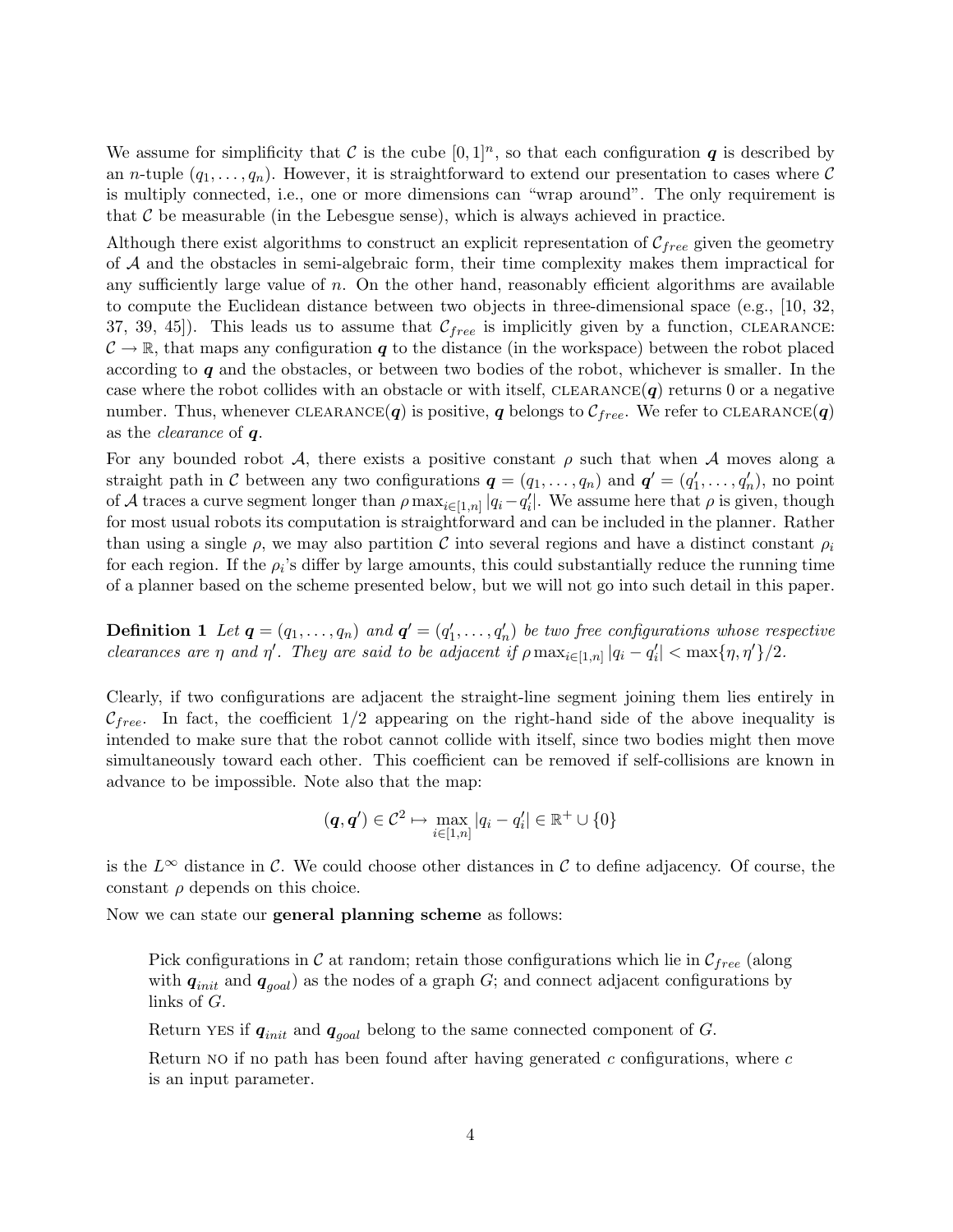We assume for simplicity that $\mathcal{C}$ is the cube $[0,1]^n$, so that each configuration $\boldsymbol{q}$ is described by an $n$-tuple $(q_1, \ldots, q_n)$. However, it is straightforward to extend our presentation to cases where $\mathcal{C}$ is multiply connected, i.e., one or more dimensions can "wrap around". The only requirement is that $\mathcal{C}$ be measurable (in the Lebesgue sense), which is always achieved in practice.

Although there exist algorithms to construct an explicit representation of $\mathcal{C}_{free}$ given the geometry of $\mathcal{A}$ and the obstacles in semi-algebraic form, their time complexity makes them impractical for any sufficiently large value of $n$. On the other hand, reasonably efficient algorithms are available to compute the Euclidean distance between two objects in three-dimensional space (e.g., [10, 32, 37, 39, 45]). This leads us to assume that $\mathcal{C}_{free}$ is implicitly given by a function, CLEARANCE: $\mathcal{C} \rightarrow \mathbb{R}$, that maps any configuration $\boldsymbol{q}$ to the distance (in the workspace) between the robot placed according to $\boldsymbol{q}$ and the obstacles, or between two bodies of the robot, whichever is smaller. In the case where the robot collides with an obstacle or with itself, CLEARANCE($\boldsymbol{q}$) returns 0 or a negative number. Thus, whenever CLEARANCE($\boldsymbol{q}$) is positive, $\boldsymbol{q}$ belongs to $\mathcal{C}_{free}$. We refer to CLEARANCE($\boldsymbol{q}$) as the *clearance* of $\boldsymbol{q}$.

For any bounded robot $\mathcal{A}$, there exists a positive constant $\rho$ such that when $\mathcal{A}$ moves along a straight path in $\mathcal{C}$ between any two configurations $\boldsymbol{q} = (q_1, \ldots, q_n)$ and $\boldsymbol{q}' = (q'_1, \ldots, q'_n)$, no point of $\mathcal{A}$ traces a curve segment longer than $\rho \max_{i \in [1,n]} |q_i - q'_i|$. We assume here that $\rho$ is given, though for most usual robots its computation is straightforward and can be included in the planner. Rather than using a single $\rho$, we may also partition $\mathcal{C}$ into several regions and have a distinct constant $\rho_i$ for each region. If the $\rho_i$'s differ by large amounts, this could substantially reduce the running time of a planner based on the scheme presented below, but we will not go into such detail in this paper.

**Definition 1** *Let $\boldsymbol{q} = (q_1, \ldots, q_n)$ and $\boldsymbol{q}' = (q'_1, \ldots, q'_n)$ be two free configurations whose respective clearances are $\eta$ and $\eta'$. They are said to be adjacent if $\rho \max_{i \in [1,n]} |q_i - q'_i| < \max\{\eta, \eta'\}/2$.*

Clearly, if two configurations are adjacent the straight-line segment joining them lies entirely in $\mathcal{C}_{free}$. In fact, the coefficient 1/2 appearing on the right-hand side of the above inequality is intended to make sure that the robot cannot collide with itself, since two bodies might then move simultaneously toward each other. This coefficient can be removed if self-collisions are known in advance to be impossible. Note also that the map:

$$(\boldsymbol{q}, \boldsymbol{q}') \in \mathcal{C}^2 \mapsto \max_{i \in [1,n]} |q_i - q'_i| \in \mathbb{R}^+ \cup \{0\}$$

is the $L^\infty$ distance in $\mathcal{C}$. We could choose other distances in $\mathcal{C}$ to define adjacency. Of course, the constant $\rho$ depends on this choice.

Now we can state our **general planning scheme** as follows:

> Pick configurations in $\mathcal{C}$ at random; retain those configurations which lie in $\mathcal{C}_{free}$ (along with $\boldsymbol{q}_{init}$ and $\boldsymbol{q}_{goal}$) as the nodes of a graph $G$; and connect adjacent configurations by links of $G$.
>
> Return YES if $\boldsymbol{q}_{init}$ and $\boldsymbol{q}_{goal}$ belong to the same connected component of $G$.
>
> Return NO if no path has been found after having generated $c$ configurations, where $c$ is an input parameter.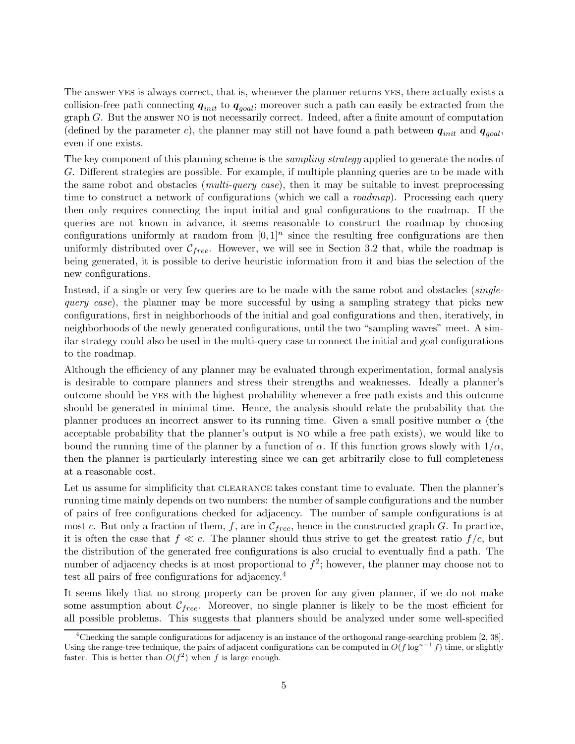The answer YES is always correct, that is, whenever the planner returns YES, there actually exists a collision-free path connecting $\boldsymbol{q}_{init}$ to $\boldsymbol{q}_{goal}$; moreover such a path can easily be extracted from the graph $G$. But the answer NO is not necessarily correct. Indeed, after a finite amount of computation (defined by the parameter $c$), the planner may still not have found a path between $\boldsymbol{q}_{init}$ and $\boldsymbol{q}_{goal}$, even if one exists.

The key component of this planning scheme is the *sampling strategy* applied to generate the nodes of $G$. Different strategies are possible. For example, if multiple planning queries are to be made with the same robot and obstacles (*multi-query case*), then it may be suitable to invest preprocessing time to construct a network of configurations (which we call a *roadmap*). Processing each query then only requires connecting the input initial and goal configurations to the roadmap. If the queries are not known in advance, it seems reasonable to construct the roadmap by choosing configurations uniformly at random from $[0, 1]^n$ since the resulting free configurations are then uniformly distributed over $\mathcal{C}_{free}$. However, we will see in Section 3.2 that, while the roadmap is being generated, it is possible to derive heuristic information from it and bias the selection of the new configurations.

Instead, if a single or very few queries are to be made with the same robot and obstacles (*single-query case*), the planner may be more successful by using a sampling strategy that picks new configurations, first in neighborhoods of the initial and goal configurations and then, iteratively, in neighborhoods of the newly generated configurations, until the two "sampling waves" meet. A similar strategy could also be used in the multi-query case to connect the initial and goal configurations to the roadmap.

Although the efficiency of any planner may be evaluated through experimentation, formal analysis is desirable to compare planners and stress their strengths and weaknesses. Ideally a planner's outcome should be YES with the highest probability whenever a free path exists and this outcome should be generated in minimal time. Hence, the analysis should relate the probability that the planner produces an incorrect answer to its running time. Given a small positive number $\alpha$ (the acceptable probability that the planner's output is NO while a free path exists), we would like to bound the running time of the planner by a function of $\alpha$. If this function grows slowly with $1/\alpha$, then the planner is particularly interesting since we can get arbitrarily close to full completeness at a reasonable cost.

Let us assume for simplicity that CLEARANCE takes constant time to evaluate. Then the planner's running time mainly depends on two numbers: the number of sample configurations and the number of pairs of free configurations checked for adjacency. The number of sample configurations is at most $c$. But only a fraction of them, $f$, are in $\mathcal{C}_{free}$, hence in the constructed graph $G$. In practice, it is often the case that $f \ll c$. The planner should thus strive to get the greatest ratio $f/c$, but the distribution of the generated free configurations is also crucial to eventually find a path. The number of adjacency checks is at most proportional to $f^2$; however, the planner may choose not to test all pairs of free configurations for adjacency.[4]

It seems likely that no strong property can be proven for any given planner, if we do not make some assumption about $\mathcal{C}_{free}$. Moreover, no single planner is likely to be the most efficient for all possible problems. This suggests that planners should be analyzed under some well-specified

[4] Checking the sample configurations for adjacency is an instance of the orthogonal range-searching problem [2, 38]. Using the range-tree technique, the pairs of adjacent configurations can be computed in $O(f \log^{n-1} f)$ time, or slightly faster. This is better than $O(f^2)$ when $f$ is large enough.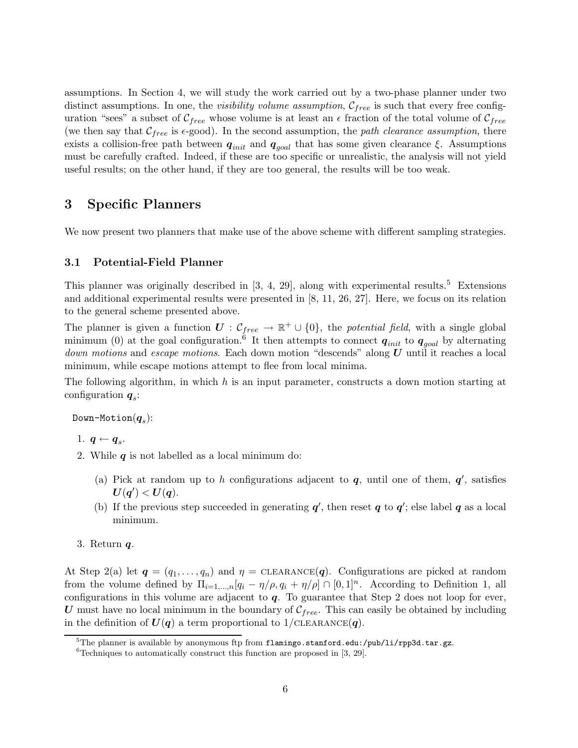assumptions. In Section 4, we will study the work carried out by a two-phase planner under two distinct assumptions. In one, the *visibility volume assumption*, $\mathcal{C}_{free}$ is such that every free configuration "sees" a subset of $\mathcal{C}_{free}$ whose volume is at least an $\epsilon$ fraction of the total volume of $\mathcal{C}_{free}$ (we then say that $\mathcal{C}_{free}$ is $\epsilon$-good). In the second assumption, the *path clearance assumption*, there exists a collision-free path between $\boldsymbol{q}_{init}$ and $\boldsymbol{q}_{goal}$ that has some given clearance $\xi$. Assumptions must be carefully crafted. Indeed, if these are too specific or unrealistic, the analysis will not yield useful results; on the other hand, if they are too general, the results will be too weak.

## 3 Specific Planners

We now present two planners that make use of the above scheme with different sampling strategies.

### 3.1 Potential-Field Planner

This planner was originally described in [3, 4, 29], along with experimental results.[5] Extensions and additional experimental results were presented in [8, 11, 26, 27]. Here, we focus on its relation to the general scheme presented above.

The planner is given a function $\boldsymbol{U} : \mathcal{C}_{free} \rightarrow \mathbb{R}^{+} \cup \{0\}$, the *potential field*, with a single global minimum (0) at the goal configuration.[6] It then attempts to connect $\boldsymbol{q}_{init}$ to $\boldsymbol{q}_{goal}$ by alternating *down motions* and *escape motions*. Each down motion "descends" along $\boldsymbol{U}$ until it reaches a local minimum, while escape motions attempt to flee from local minima.

The following algorithm, in which $h$ is an input parameter, constructs a down motion starting at configuration $\boldsymbol{q}_s$:

`Down-Motion`($\boldsymbol{q}_s$):

1. $\boldsymbol{q} \leftarrow \boldsymbol{q}_s$.
2. While $\boldsymbol{q}$ is not labelled as a local minimum do:
   (a) Pick at random up to $h$ configurations adjacent to $\boldsymbol{q}$, until one of them, $\boldsymbol{q}'$, satisfies $\boldsymbol{U}(\boldsymbol{q}') < \boldsymbol{U}(\boldsymbol{q})$.
   (b) If the previous step succeeded in generating $\boldsymbol{q}'$, then reset $\boldsymbol{q}$ to $\boldsymbol{q}'$; else label $\boldsymbol{q}$ as a local minimum.
3. Return $\boldsymbol{q}$.

At Step 2(a) let $\boldsymbol{q} = (q_1, \ldots, q_n)$ and $\eta = \textsc{clearance}(\boldsymbol{q})$. Configurations are picked at random from the volume defined by $\Pi_{i=1,\ldots,n}[q_i - \eta/\rho, q_i + \eta/\rho] \cap [0,1]^n$. According to Definition 1, all configurations in this volume are adjacent to $\boldsymbol{q}$. To guarantee that Step 2 does not loop for ever, $\boldsymbol{U}$ must have no local minimum in the boundary of $\mathcal{C}_{free}$. This can easily be obtained by including in the definition of $\boldsymbol{U}(\boldsymbol{q})$ a term proportional to $1/\textsc{clearance}(\boldsymbol{q})$.

[5] The planner is available by anonymous ftp from `flamingo.stanford.edu:/pub/li/rpp3d.tar.gz`.

[6] Techniques to automatically construct this function are proposed in [3, 29].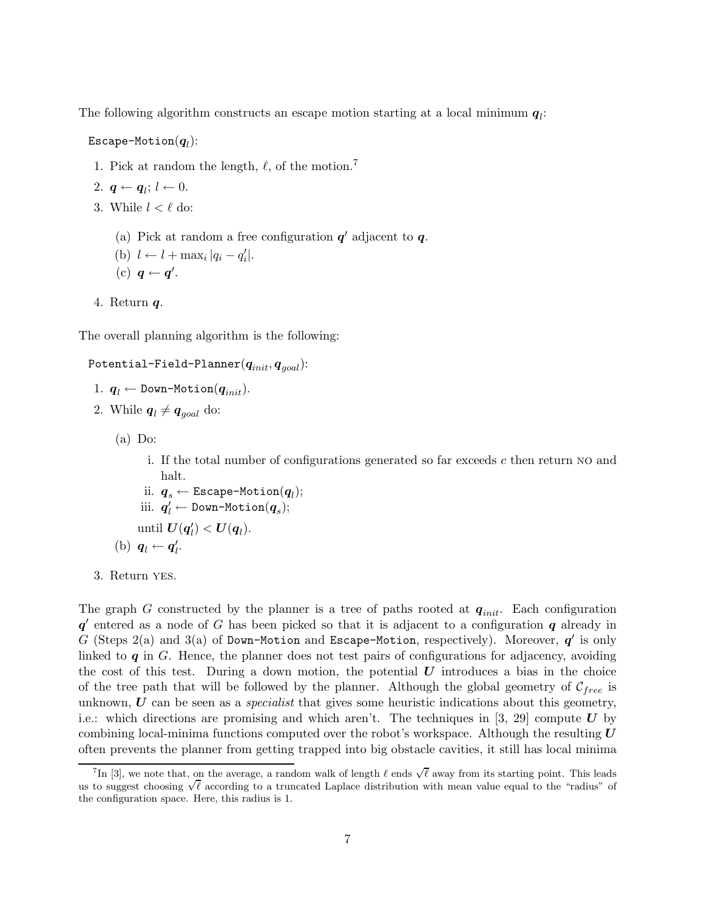The following algorithm constructs an escape motion starting at a local minimum $\boldsymbol{q}_l$:

`Escape-Motion`($\boldsymbol{q}_l$):

1. Pick at random the length, $\ell$, of the motion.[7]
2. $\boldsymbol{q} \leftarrow \boldsymbol{q}_l$; $l \leftarrow 0$.
3. While $l < \ell$ do:
   (a) Pick at random a free configuration $\boldsymbol{q}'$ adjacent to $\boldsymbol{q}$.
   (b) $l \leftarrow l + \max_i |q_i - q'_i|$.
   (c) $\boldsymbol{q} \leftarrow \boldsymbol{q}'$.
4. Return $\boldsymbol{q}$.

The overall planning algorithm is the following:

`Potential-Field-Planner`($\boldsymbol{q}_{init}, \boldsymbol{q}_{goal}$):

1. $\boldsymbol{q}_l \leftarrow$ `Down-Motion`($\boldsymbol{q}_{init}$).
2. While $\boldsymbol{q}_l \neq \boldsymbol{q}_{goal}$ do:
   (a) Do:
      i. If the total number of configurations generated so far exceeds $c$ then return NO and halt.
      ii. $\boldsymbol{q}_s \leftarrow$ `Escape-Motion`($\boldsymbol{q}_l$);
      iii. $\boldsymbol{q}'_l \leftarrow$ `Down-Motion`($\boldsymbol{q}_s$);

      until $\boldsymbol{U}(\boldsymbol{q}'_l) < \boldsymbol{U}(\boldsymbol{q}_l)$.
   (b) $\boldsymbol{q}_l \leftarrow \boldsymbol{q}'_l$.
3. Return YES.

The graph $G$ constructed by the planner is a tree of paths rooted at $\boldsymbol{q}_{init}$. Each configuration $\boldsymbol{q}'$ entered as a node of $G$ has been picked so that it is adjacent to a configuration $\boldsymbol{q}$ already in $G$ (Steps 2(a) and 3(a) of `Down-Motion` and `Escape-Motion`, respectively). Moreover, $\boldsymbol{q}'$ is only linked to $\boldsymbol{q}$ in $G$. Hence, the planner does not test pairs of configurations for adjacency, avoiding the cost of this test. During a down motion, the potential $\boldsymbol{U}$ introduces a bias in the choice of the tree path that will be followed by the planner. Although the global geometry of $\mathcal{C}_{free}$ is unknown, $\boldsymbol{U}$ can be seen as a *specialist* that gives some heuristic indications about this geometry, i.e.: which directions are promising and which aren't. The techniques in [3, 29] compute $\boldsymbol{U}$ by combining local-minima functions computed over the robot's workspace. Although the resulting $\boldsymbol{U}$ often prevents the planner from getting trapped into big obstacle cavities, it still has local minima

[7] In [3], we note that, on the average, a random walk of length $\ell$ ends $\sqrt{\ell}$ away from its starting point. This leads us to suggest choosing $\sqrt{\ell}$ according to a truncated Laplace distribution with mean value equal to the "radius" of the configuration space. Here, this radius is 1.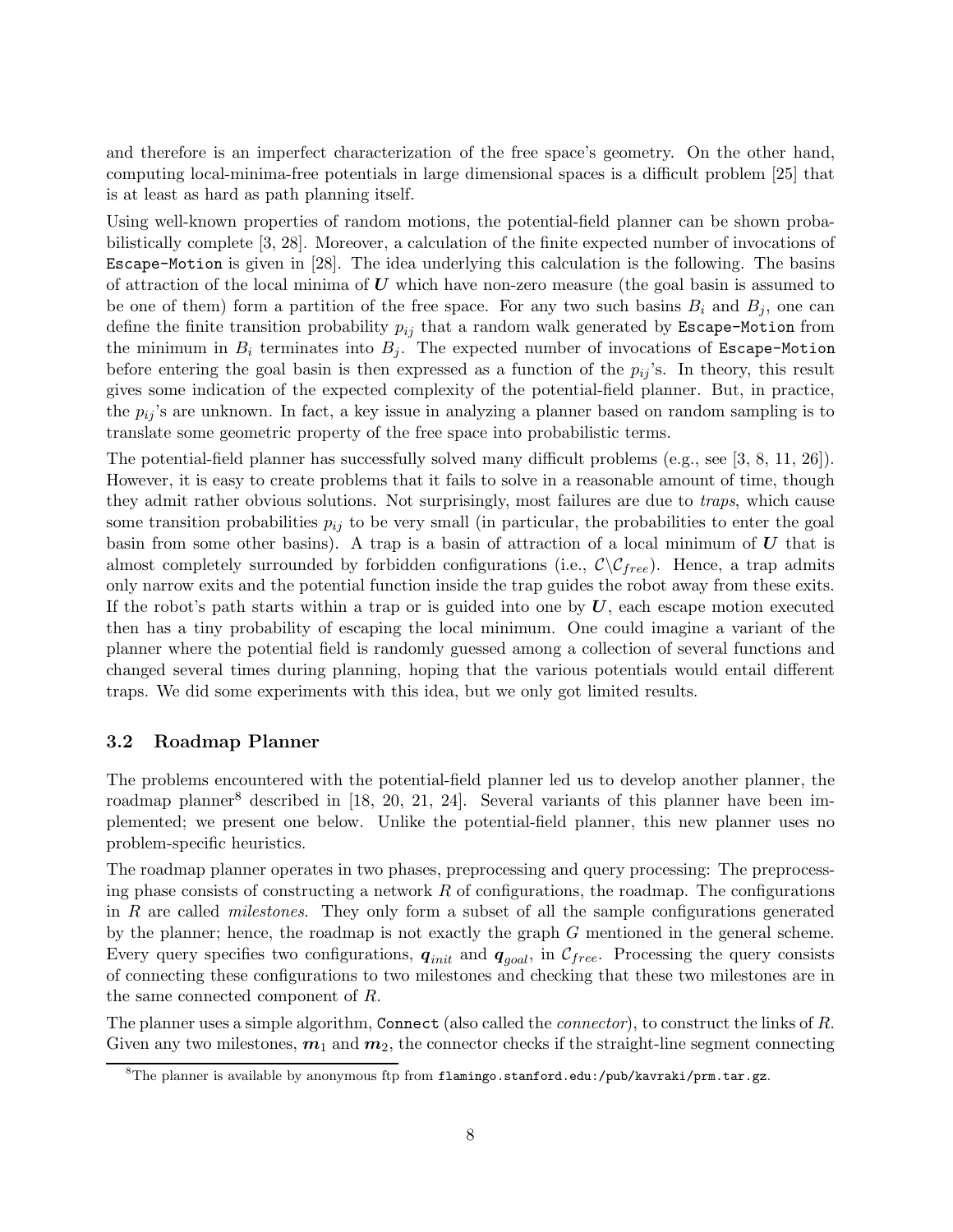and therefore is an imperfect characterization of the free space's geometry. On the other hand, computing local-minima-free potentials in large dimensional spaces is a difficult problem [25] that is at least as hard as path planning itself.

Using well-known properties of random motions, the potential-field planner can be shown probabilistically complete [3, 28]. Moreover, a calculation of the finite expected number of invocations of `Escape-Motion` is given in [28]. The idea underlying this calculation is the following. The basins of attraction of the local minima of $\boldsymbol{U}$ which have non-zero measure (the goal basin is assumed to be one of them) form a partition of the free space. For any two such basins $B_i$ and $B_j$, one can define the finite transition probability $p_{ij}$ that a random walk generated by `Escape-Motion` from the minimum in $B_i$ terminates into $B_j$. The expected number of invocations of `Escape-Motion` before entering the goal basin is then expressed as a function of the $p_{ij}$'s. In theory, this result gives some indication of the expected complexity of the potential-field planner. But, in practice, the $p_{ij}$'s are unknown. In fact, a key issue in analyzing a planner based on random sampling is to translate some geometric property of the free space into probabilistic terms.

The potential-field planner has successfully solved many difficult problems (e.g., see [3, 8, 11, 26]). However, it is easy to create problems that it fails to solve in a reasonable amount of time, though they admit rather obvious solutions. Not surprisingly, most failures are due to *traps*, which cause some transition probabilities $p_{ij}$ to be very small (in particular, the probabilities to enter the goal basin from some other basins). A trap is a basin of attraction of a local minimum of $\boldsymbol{U}$ that is almost completely surrounded by forbidden configurations (i.e., $\mathcal{C} \backslash \mathcal{C}_{free}$). Hence, a trap admits only narrow exits and the potential function inside the trap guides the robot away from these exits. If the robot's path starts within a trap or is guided into one by $\boldsymbol{U}$, each escape motion executed then has a tiny probability of escaping the local minimum. One could imagine a variant of the planner where the potential field is randomly guessed among a collection of several functions and changed several times during planning, hoping that the various potentials would entail different traps. We did some experiments with this idea, but we only got limited results.

### 3.2 Roadmap Planner

The problems encountered with the potential-field planner led us to develop another planner, the roadmap planner[8] described in [18, 20, 21, 24]. Several variants of this planner have been implemented; we present one below. Unlike the potential-field planner, this new planner uses no problem-specific heuristics.

The roadmap planner operates in two phases, preprocessing and query processing: The preprocessing phase consists of constructing a network $R$ of configurations, the roadmap. The configurations in $R$ are called *milestones*. They only form a subset of all the sample configurations generated by the planner; hence, the roadmap is not exactly the graph $G$ mentioned in the general scheme. Every query specifies two configurations, $\boldsymbol{q}_{init}$ and $\boldsymbol{q}_{goal}$, in $\mathcal{C}_{free}$. Processing the query consists of connecting these configurations to two milestones and checking that these two milestones are in the same connected component of $R$.

The planner uses a simple algorithm, `Connect` (also called the *connector*), to construct the links of $R$. Given any two milestones, $\boldsymbol{m}_1$ and $\boldsymbol{m}_2$, the connector checks if the straight-line segment connecting

[8] The planner is available by anonymous ftp from `flamingo.stanford.edu:/pub/kavraki/prm.tar.gz`.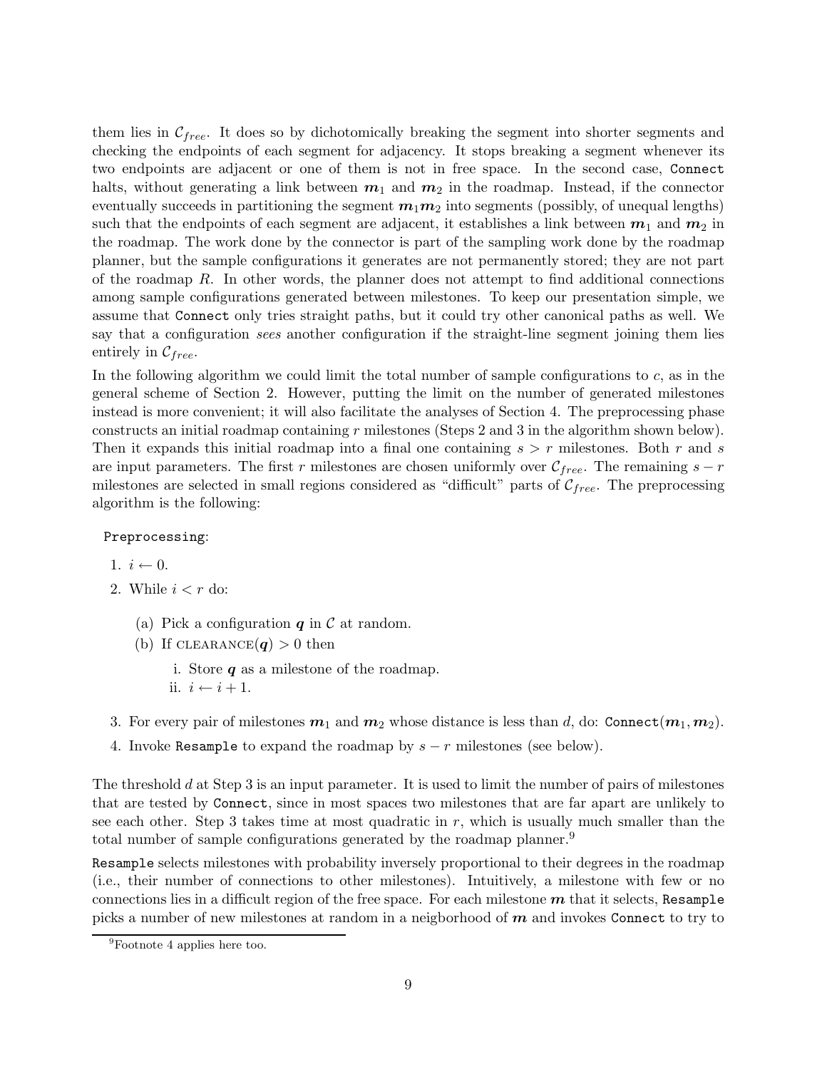them lies in $\mathcal{C}_{free}$. It does so by dichotomically breaking the segment into shorter segments and checking the endpoints of each segment for adjacency. It stops breaking a segment whenever its two endpoints are adjacent or one of them is not in free space. In the second case, `Connect` halts, without generating a link between $\boldsymbol{m}_1$ and $\boldsymbol{m}_2$ in the roadmap. Instead, if the connector eventually succeeds in partitioning the segment $\boldsymbol{m}_1\boldsymbol{m}_2$ into segments (possibly, of unequal lengths) such that the endpoints of each segment are adjacent, it establishes a link between $\boldsymbol{m}_1$ and $\boldsymbol{m}_2$ in the roadmap. The work done by the connector is part of the sampling work done by the roadmap planner, but the sample configurations it generates are not permanently stored; they are not part of the roadmap $R$. In other words, the planner does not attempt to find additional connections among sample configurations generated between milestones. To keep our presentation simple, we assume that `Connect` only tries straight paths, but it could try other canonical paths as well. We say that a configuration *sees* another configuration if the straight-line segment joining them lies entirely in $\mathcal{C}_{free}$.

In the following algorithm we could limit the total number of sample configurations to $c$, as in the general scheme of Section 2. However, putting the limit on the number of generated milestones instead is more convenient; it will also facilitate the analyses of Section 4. The preprocessing phase constructs an initial roadmap containing $r$ milestones (Steps 2 and 3 in the algorithm shown below). Then it expands this initial roadmap into a final one containing $s > r$ milestones. Both $r$ and $s$ are input parameters. The first $r$ milestones are chosen uniformly over $\mathcal{C}_{free}$. The remaining $s - r$ milestones are selected in small regions considered as "difficult" parts of $\mathcal{C}_{free}$. The preprocessing algorithm is the following:

`Preprocessing`:

1. $i \leftarrow 0$.
2. While $i < r$ do:
   (a) Pick a configuration $\boldsymbol{q}$ in $\mathcal{C}$ at random.
   (b) If CLEARANCE($\boldsymbol{q}$) $> 0$ then
      i. Store $\boldsymbol{q}$ as a milestone of the roadmap.
      ii. $i \leftarrow i + 1$.
3. For every pair of milestones $\boldsymbol{m}_1$ and $\boldsymbol{m}_2$ whose distance is less than $d$, do: `Connect`$(\boldsymbol{m}_1, \boldsymbol{m}_2)$.
4. Invoke `Resample` to expand the roadmap by $s - r$ milestones (see below).

The threshold $d$ at Step 3 is an input parameter. It is used to limit the number of pairs of milestones that are tested by `Connect`, since in most spaces two milestones that are far apart are unlikely to see each other. Step 3 takes time at most quadratic in $r$, which is usually much smaller than the total number of sample configurations generated by the roadmap planner.[9]

`Resample` selects milestones with probability inversely proportional to their degrees in the roadmap (i.e., their number of connections to other milestones). Intuitively, a milestone with few or no connections lies in a difficult region of the free space. For each milestone $\boldsymbol{m}$ that it selects, `Resample` picks a number of new milestones at random in a neigborhood of $\boldsymbol{m}$ and invokes `Connect` to try to

[9] Footnote 4 applies here too.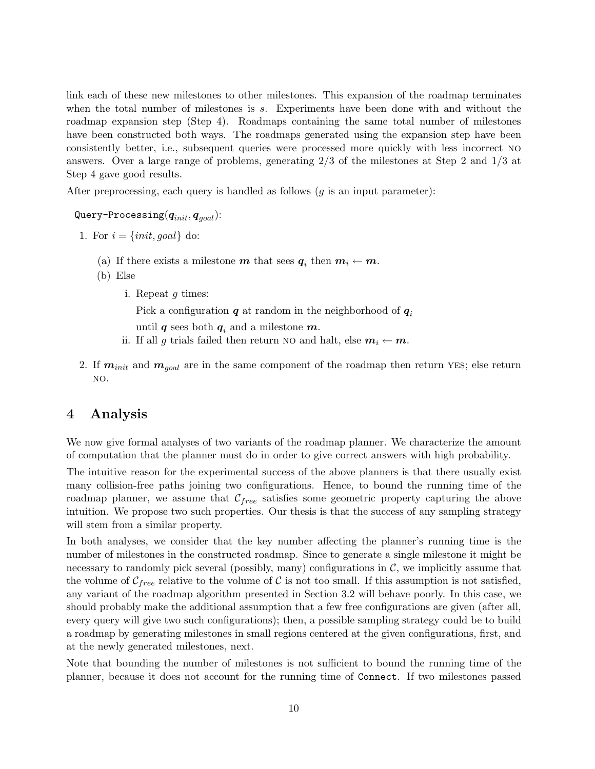link each of these new milestones to other milestones. This expansion of the roadmap terminates when the total number of milestones is $s$. Experiments have been done with and without the roadmap expansion step (Step 4). Roadmaps containing the same total number of milestones have been constructed both ways. The roadmaps generated using the expansion step have been consistently better, i.e., subsequent queries were processed more quickly with less incorrect NO answers. Over a large range of problems, generating 2/3 of the milestones at Step 2 and 1/3 at Step 4 gave good results.

After preprocessing, each query is handled as follows ($g$ is an input parameter):

`Query-Processing`$(\boldsymbol{q}_{init}, \boldsymbol{q}_{goal})$:

1. For $i = \{init, goal\}$ do:
   - (a) If there exists a milestone $\boldsymbol{m}$ that sees $\boldsymbol{q}_i$ then $\boldsymbol{m}_i \leftarrow \boldsymbol{m}$.
   - (b) Else
     - i. Repeat $g$ times:

       Pick a configuration $\boldsymbol{q}$ at random in the neighborhood of $\boldsymbol{q}_i$

       until $\boldsymbol{q}$ sees both $\boldsymbol{q}_i$ and a milestone $\boldsymbol{m}$.
     - ii. If all $g$ trials failed then return NO and halt, else $\boldsymbol{m}_i \leftarrow \boldsymbol{m}$.
2. If $\boldsymbol{m}_{init}$ and $\boldsymbol{m}_{goal}$ are in the same component of the roadmap then return YES; else return NO.

# 4 Analysis

We now give formal analyses of two variants of the roadmap planner. We characterize the amount of computation that the planner must do in order to give correct answers with high probability.

The intuitive reason for the experimental success of the above planners is that there usually exist many collision-free paths joining two configurations. Hence, to bound the running time of the roadmap planner, we assume that $\mathcal{C}_{free}$ satisfies some geometric property capturing the above intuition. We propose two such properties. Our thesis is that the success of any sampling strategy will stem from a similar property.

In both analyses, we consider that the key number affecting the planner's running time is the number of milestones in the constructed roadmap. Since to generate a single milestone it might be necessary to randomly pick several (possibly, many) configurations in $\mathcal{C}$, we implicitly assume that the volume of $\mathcal{C}_{free}$ relative to the volume of $\mathcal{C}$ is not too small. If this assumption is not satisfied, any variant of the roadmap algorithm presented in Section 3.2 will behave poorly. In this case, we should probably make the additional assumption that a few free configurations are given (after all, every query will give two such configurations); then, a possible sampling strategy could be to build a roadmap by generating milestones in small regions centered at the given configurations, first, and at the newly generated milestones, next.

Note that bounding the number of milestones is not sufficient to bound the running time of the planner, because it does not account for the running time of `Connect`. If two milestones passed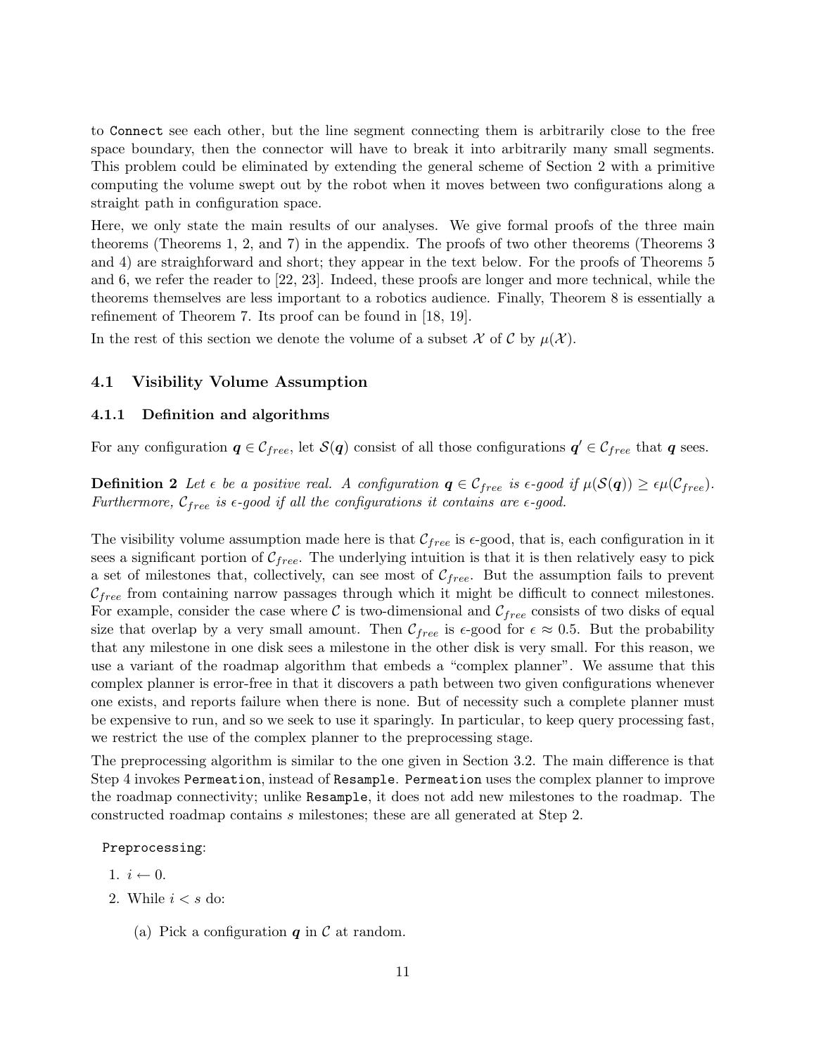to `Connect` see each other, but the line segment connecting them is arbitrarily close to the free space boundary, then the connector will have to break it into arbitrarily many small segments. This problem could be eliminated by extending the general scheme of Section 2 with a primitive computing the volume swept out by the robot when it moves between two configurations along a straight path in configuration space.

Here, we only state the main results of our analyses. We give formal proofs of the three main theorems (Theorems 1, 2, and 7) in the appendix. The proofs of two other theorems (Theorems 3 and 4) are straighforward and short; they appear in the text below. For the proofs of Theorems 5 and 6, we refer the reader to [22, 23]. Indeed, these proofs are longer and more technical, while the theorems themselves are less important to a robotics audience. Finally, Theorem 8 is essentially a refinement of Theorem 7. Its proof can be found in [18, 19].

In the rest of this section we denote the volume of a subset $\mathcal{X}$ of $\mathcal{C}$ by $\mu(\mathcal{X})$.

## 4.1 Visibility Volume Assumption

### 4.1.1 Definition and algorithms

For any configuration $\boldsymbol{q} \in \mathcal{C}_{free}$, let $\mathcal{S}(\boldsymbol{q})$ consist of all those configurations $\boldsymbol{q}' \in \mathcal{C}_{free}$ that $\boldsymbol{q}$ sees.

**Definition 2** *Let $\epsilon$ be a positive real. A configuration $\boldsymbol{q} \in \mathcal{C}_{free}$ is $\epsilon$-good if $\mu(\mathcal{S}(\boldsymbol{q})) \geq \epsilon\mu(\mathcal{C}_{free})$. Furthermore, $\mathcal{C}_{free}$ is $\epsilon$-good if all the configurations it contains are $\epsilon$-good.*

The visibility volume assumption made here is that $\mathcal{C}_{free}$ is $\epsilon$-good, that is, each configuration in it sees a significant portion of $\mathcal{C}_{free}$. The underlying intuition is that it is then relatively easy to pick a set of milestones that, collectively, can see most of $\mathcal{C}_{free}$. But the assumption fails to prevent $\mathcal{C}_{free}$ from containing narrow passages through which it might be difficult to connect milestones. For example, consider the case where $\mathcal{C}$ is two-dimensional and $\mathcal{C}_{free}$ consists of two disks of equal size that overlap by a very small amount. Then $\mathcal{C}_{free}$ is $\epsilon$-good for $\epsilon \approx 0.5$. But the probability that any milestone in one disk sees a milestone in the other disk is very small. For this reason, we use a variant of the roadmap algorithm that embeds a "complex planner". We assume that this complex planner is error-free in that it discovers a path between two given configurations whenever one exists, and reports failure when there is none. But of necessity such a complete planner must be expensive to run, and so we seek to use it sparingly. In particular, to keep query processing fast, we restrict the use of the complex planner to the preprocessing stage.

The preprocessing algorithm is similar to the one given in Section 3.2. The main difference is that Step 4 invokes `Permeation`, instead of `Resample`. `Permeation` uses the complex planner to improve the roadmap connectivity; unlike `Resample`, it does not add new milestones to the roadmap. The constructed roadmap contains $s$ milestones; these are all generated at Step 2.

`Preprocessing`:

1. $i \leftarrow 0$.
2. While $i < s$ do:
   (a) Pick a configuration $\boldsymbol{q}$ in $\mathcal{C}$ at random.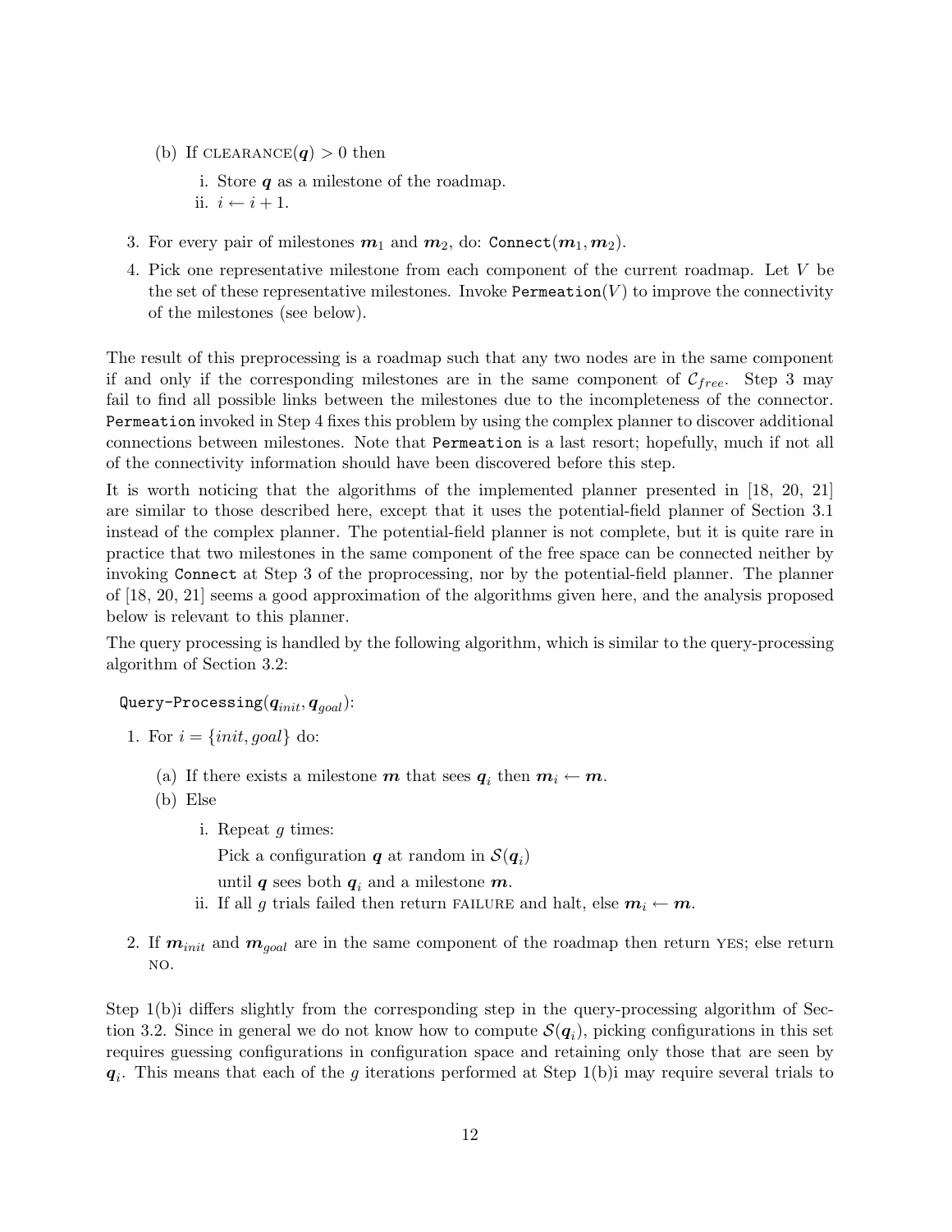(b) If CLEARANCE($\boldsymbol{q}$) > 0 then

   i. Store $\boldsymbol{q}$ as a milestone of the roadmap.

   ii. $i \leftarrow i + 1$.

3. For every pair of milestones $\boldsymbol{m}_1$ and $\boldsymbol{m}_2$, do: `Connect`($\boldsymbol{m}_1, \boldsymbol{m}_2$).

4. Pick one representative milestone from each component of the current roadmap. Let $V$ be the set of these representative milestones. Invoke `Permeation`($V$) to improve the connectivity of the milestones (see below).

The result of this preprocessing is a roadmap such that any two nodes are in the same component if and only if the corresponding milestones are in the same component of $\mathcal{C}_{free}$. Step 3 may fail to find all possible links between the milestones due to the incompleteness of the connector. `Permeation` invoked in Step 4 fixes this problem by using the complex planner to discover additional connections between milestones. Note that `Permeation` is a last resort; hopefully, much if not all of the connectivity information should have been discovered before this step.

It is worth noticing that the algorithms of the implemented planner presented in [18, 20, 21] are similar to those described here, except that it uses the potential-field planner of Section 3.1 instead of the complex planner. The potential-field planner is not complete, but it is quite rare in practice that two milestones in the same component of the free space can be connected neither by invoking `Connect` at Step 3 of the proprocessing, nor by the potential-field planner. The planner of [18, 20, 21] seems a good approximation of the algorithms given here, and the analysis proposed below is relevant to this planner.

The query processing is handled by the following algorithm, which is similar to the query-processing algorithm of Section 3.2:

`Query-Processing`($\boldsymbol{q}_{init}, \boldsymbol{q}_{goal}$):

1. For $i = \{init, goal\}$ do:

   (a) If there exists a milestone $\boldsymbol{m}$ that sees $\boldsymbol{q}_i$ then $\boldsymbol{m}_i \leftarrow \boldsymbol{m}$.

   (b) Else

      i. Repeat $g$ times:
         Pick a configuration $\boldsymbol{q}$ at random in $\mathcal{S}(\boldsymbol{q}_i)$
         until $\boldsymbol{q}$ sees both $\boldsymbol{q}_i$ and a milestone $\boldsymbol{m}$.

      ii. If all $g$ trials failed then return FAILURE and halt, else $\boldsymbol{m}_i \leftarrow \boldsymbol{m}$.

2. If $\boldsymbol{m}_{init}$ and $\boldsymbol{m}_{goal}$ are in the same component of the roadmap then return YES; else return NO.

Step 1(b)i differs slightly from the corresponding step in the query-processing algorithm of Section 3.2. Since in general we do not know how to compute $\mathcal{S}(\boldsymbol{q}_i)$, picking configurations in this set requires guessing configurations in configuration space and retaining only those that are seen by $\boldsymbol{q}_i$. This means that each of the $g$ iterations performed at Step 1(b)i may require several trials to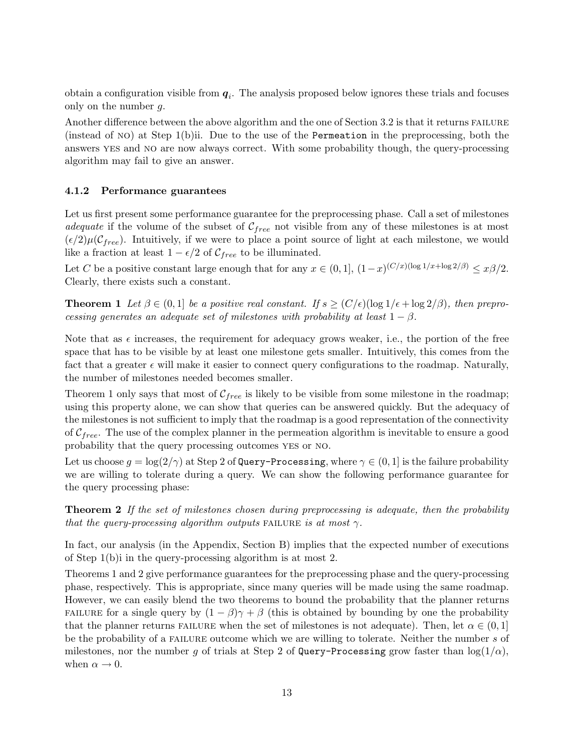obtain a configuration visible from $\boldsymbol{q}_i$. The analysis proposed below ignores these trials and focuses only on the number $g$.

Another difference between the above algorithm and the one of Section 3.2 is that it returns FAILURE (instead of NO) at Step 1(b)ii. Due to the use of the `Permeation` in the preprocessing, both the answers YES and NO are now always correct. With some probability though, the query-processing algorithm may fail to give an answer.

### 4.1.2 Performance guarantees

Let us first present some performance guarantee for the preprocessing phase. Call a set of milestones *adequate* if the volume of the subset of $\mathcal{C}_{free}$ not visible from any of these milestones is at most $(\epsilon/2)\mu(\mathcal{C}_{free})$. Intuitively, if we were to place a point source of light at each milestone, we would like a fraction at least $1 - \epsilon/2$ of $\mathcal{C}_{free}$ to be illuminated.

Let $C$ be a positive constant large enough that for any $x \in (0, 1]$, $(1-x)^{(C/x)(\log 1/x + \log 2/\beta)} \leq x\beta/2$. Clearly, there exists such a constant.

**Theorem 1** *Let $\beta \in (0, 1]$ be a positive real constant. If $s \geq (C/\epsilon)(\log 1/\epsilon + \log 2/\beta)$, then preprocessing generates an adequate set of milestones with probability at least $1 - \beta$.*

Note that as $\epsilon$ increases, the requirement for adequacy grows weaker, i.e., the portion of the free space that has to be visible by at least one milestone gets smaller. Intuitively, this comes from the fact that a greater $\epsilon$ will make it easier to connect query configurations to the roadmap. Naturally, the number of milestones needed becomes smaller.

Theorem 1 only says that most of $\mathcal{C}_{free}$ is likely to be visible from some milestone in the roadmap; using this property alone, we can show that queries can be answered quickly. But the adequacy of the milestones is not sufficient to imply that the roadmap is a good representation of the connectivity of $\mathcal{C}_{free}$. The use of the complex planner in the permeation algorithm is inevitable to ensure a good probability that the query processing outcomes YES or NO.

Let us choose $g = \log(2/\gamma)$ at Step 2 of `Query-Processing`, where $\gamma \in (0, 1]$ is the failure probability we are willing to tolerate during a query. We can show the following performance guarantee for the query processing phase:

**Theorem 2** *If the set of milestones chosen during preprocessing is adequate, then the probability that the query-processing algorithm outputs* FAILURE *is at most $\gamma$.*

In fact, our analysis (in the Appendix, Section B) implies that the expected number of executions of Step 1(b)i in the query-processing algorithm is at most 2.

Theorems 1 and 2 give performance guarantees for the preprocessing phase and the query-processing phase, respectively. This is appropriate, since many queries will be made using the same roadmap. However, we can easily blend the two theorems to bound the probability that the planner returns FAILURE for a single query by $(1 - \beta)\gamma + \beta$ (this is obtained by bounding by one the probability that the planner returns FAILURE when the set of milestones is not adequate). Then, let $\alpha \in (0, 1]$ be the probability of a FAILURE outcome which we are willing to tolerate. Neither the number $s$ of milestones, nor the number $g$ of trials at Step 2 of `Query-Processing` grow faster than $\log(1/\alpha)$, when $\alpha \to 0$.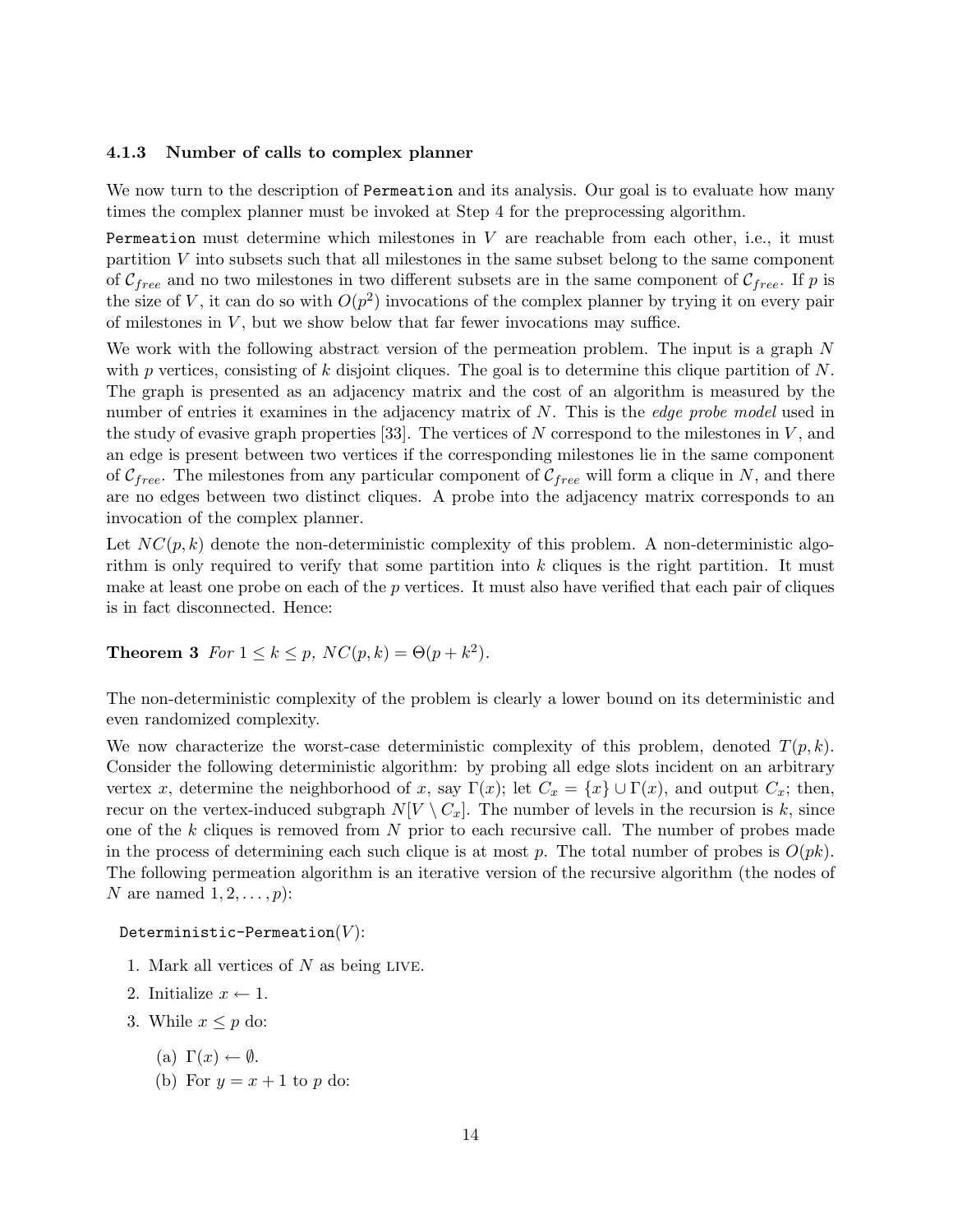### 4.1.3 Number of calls to complex planner

We now turn to the description of `Permeation` and its analysis. Our goal is to evaluate how many times the complex planner must be invoked at Step 4 for the preprocessing algorithm.

`Permeation` must determine which milestones in $V$ are reachable from each other, i.e., it must partition $V$ into subsets such that all milestones in the same subset belong to the same component of $\mathcal{C}_{free}$ and no two milestones in two different subsets are in the same component of $\mathcal{C}_{free}$. If $p$ is the size of $V$, it can do so with $O(p^2)$ invocations of the complex planner by trying it on every pair of milestones in $V$, but we show below that far fewer invocations may suffice.

We work with the following abstract version of the permeation problem. The input is a graph $N$ with $p$ vertices, consisting of $k$ disjoint cliques. The goal is to determine this clique partition of $N$. The graph is presented as an adjacency matrix and the cost of an algorithm is measured by the number of entries it examines in the adjacency matrix of $N$. This is the *edge probe model* used in the study of evasive graph properties [33]. The vertices of $N$ correspond to the milestones in $V$, and an edge is present between two vertices if the corresponding milestones lie in the same component of $\mathcal{C}_{free}$. The milestones from any particular component of $\mathcal{C}_{free}$ will form a clique in $N$, and there are no edges between two distinct cliques. A probe into the adjacency matrix corresponds to an invocation of the complex planner.

Let $NC(p, k)$ denote the non-deterministic complexity of this problem. A non-deterministic algorithm is only required to verify that some partition into $k$ cliques is the right partition. It must make at least one probe on each of the $p$ vertices. It must also have verified that each pair of cliques is in fact disconnected. Hence:

**Theorem 3** *For $1 \leq k \leq p$, $NC(p, k) = \Theta(p + k^2)$.*

The non-deterministic complexity of the problem is clearly a lower bound on its deterministic and even randomized complexity.

We now characterize the worst-case deterministic complexity of this problem, denoted $T(p, k)$. Consider the following deterministic algorithm: by probing all edge slots incident on an arbitrary vertex $x$, determine the neighborhood of $x$, say $\Gamma(x)$; let $C_x = \{x\} \cup \Gamma(x)$, and output $C_x$; then, recur on the vertex-induced subgraph $N[V \setminus C_x]$. The number of levels in the recursion is $k$, since one of the $k$ cliques is removed from $N$ prior to each recursive call. The number of probes made in the process of determining each such clique is at most $p$. The total number of probes is $O(pk)$. The following permeation algorithm is an iterative version of the recursive algorithm (the nodes of $N$ are named $1, 2, \ldots, p$):

`Deterministic-Permeation`$(V)$:

1. Mark all vertices of $N$ as being LIVE.
2. Initialize $x \leftarrow 1$.
3. While $x \leq p$ do:
   (a) $\Gamma(x) \leftarrow \emptyset$.
   (b) For $y = x + 1$ to $p$ do: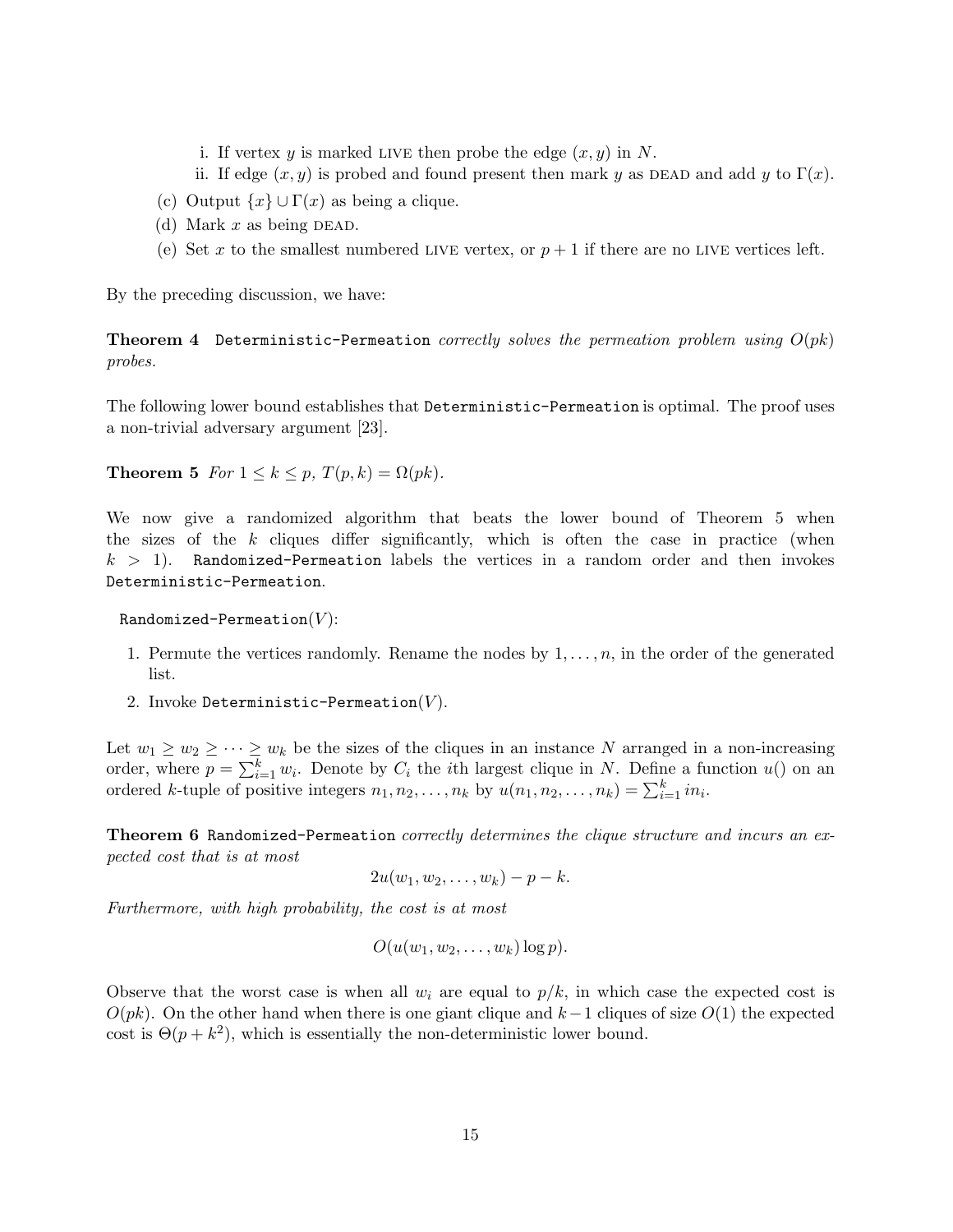i. If vertex $y$ is marked LIVE then probe the edge $(x, y)$ in $N$.
   ii. If edge $(x, y)$ is probed and found present then mark $y$ as DEAD and add $y$ to $\Gamma(x)$.

(c) Output $\{x\} \cup \Gamma(x)$ as being a clique.

(d) Mark $x$ as being DEAD.

(e) Set $x$ to the smallest numbered LIVE vertex, or $p + 1$ if there are no LIVE vertices left.

By the preceding discussion, we have:

**Theorem 4** `Deterministic-Permeation` *correctly solves the permeation problem using $O(pk)$ probes.*

The following lower bound establishes that `Deterministic-Permeation` is optimal. The proof uses a non-trivial adversary argument [23].

**Theorem 5** *For $1 \leq k \leq p$, $T(p, k) = \Omega(pk)$.*

We now give a randomized algorithm that beats the lower bound of Theorem 5 when the sizes of the $k$ cliques differ significantly, which is often the case in practice (when $k > 1$). `Randomized-Permeation` labels the vertices in a random order and then invokes `Deterministic-Permeation`.

`Randomized-Permeation`$(V)$:

1. Permute the vertices randomly. Rename the nodes by $1, \ldots, n$, in the order of the generated list.
2. Invoke `Deterministic-Permeation`$(V)$.

Let $w_1 \geq w_2 \geq \cdots \geq w_k$ be the sizes of the cliques in an instance $N$ arranged in a non-increasing order, where $p = \sum_{i=1}^{k} w_i$. Denote by $C_i$ the $i$th largest clique in $N$. Define a function $u()$ on an ordered $k$-tuple of positive integers $n_1, n_2, \ldots, n_k$ by $u(n_1, n_2, \ldots, n_k) = \sum_{i=1}^{k} i n_i$.

**Theorem 6** `Randomized-Permeation` *correctly determines the clique structure and incurs an expected cost that is at most*

$$2u(w_1, w_2, \ldots, w_k) - p - k.$$

*Furthermore, with high probability, the cost is at most*

$$O(u(w_1, w_2, \ldots, w_k) \log p).$$

Observe that the worst case is when all $w_i$ are equal to $p/k$, in which case the expected cost is $O(pk)$. On the other hand when there is one giant clique and $k-1$ cliques of size $O(1)$ the expected cost is $\Theta(p + k^2)$, which is essentially the non-deterministic lower bound.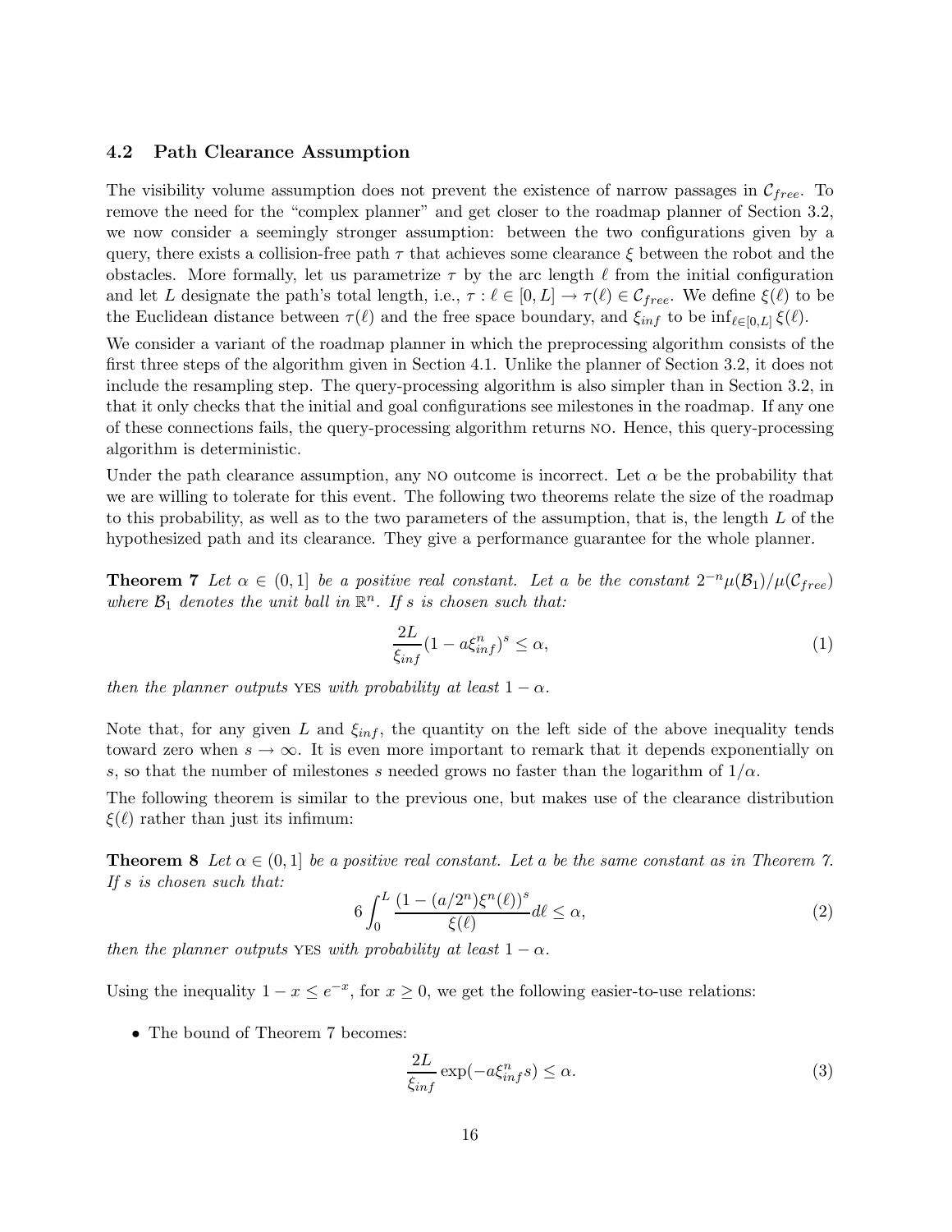### 4.2 Path Clearance Assumption

The visibility volume assumption does not prevent the existence of narrow passages in $\mathcal{C}_{free}$. To remove the need for the "complex planner" and get closer to the roadmap planner of Section 3.2, we now consider a seemingly stronger assumption: between the two configurations given by a query, there exists a collision-free path $\tau$ that achieves some clearance $\xi$ between the robot and the obstacles. More formally, let us parametrize $\tau$ by the arc length $\ell$ from the initial configuration and let $L$ designate the path's total length, i.e., $\tau : \ell \in [0, L] \rightarrow \tau(\ell) \in \mathcal{C}_{free}$. We define $\xi(\ell)$ to be the Euclidean distance between $\tau(\ell)$ and the free space boundary, and $\xi_{inf}$ to be $\inf_{\ell \in [0,L]} \xi(\ell)$.

We consider a variant of the roadmap planner in which the preprocessing algorithm consists of the first three steps of the algorithm given in Section 4.1. Unlike the planner of Section 3.2, it does not include the resampling step. The query-processing algorithm is also simpler than in Section 3.2, in that it only checks that the initial and goal configurations see milestones in the roadmap. If any one of these connections fails, the query-processing algorithm returns NO. Hence, this query-processing algorithm is deterministic.

Under the path clearance assumption, any NO outcome is incorrect. Let $\alpha$ be the probability that we are willing to tolerate for this event. The following two theorems relate the size of the roadmap to this probability, as well as to the two parameters of the assumption, that is, the length $L$ of the hypothesized path and its clearance. They give a performance guarantee for the whole planner.

**Theorem 7** *Let $\alpha \in (0, 1]$ be a positive real constant. Let $a$ be the constant $2^{-n}\mu(\mathcal{B}_1)/\mu(\mathcal{C}_{free})$ where $\mathcal{B}_1$ denotes the unit ball in $\mathbb{R}^n$. If $s$ is chosen such that:*

$$\frac{2L}{\xi_{inf}}(1 - a\xi_{inf}^n)^s \leq \alpha, \tag{1}$$

*then the planner outputs* YES *with probability at least $1 - \alpha$.*

Note that, for any given $L$ and $\xi_{inf}$, the quantity on the left side of the above inequality tends toward zero when $s \rightarrow \infty$. It is even more important to remark that it depends exponentially on $s$, so that the number of milestones $s$ needed grows no faster than the logarithm of $1/\alpha$.

The following theorem is similar to the previous one, but makes use of the clearance distribution $\xi(\ell)$ rather than just its infimum:

**Theorem 8** *Let $\alpha \in (0, 1]$ be a positive real constant. Let $a$ be the same constant as in Theorem 7. If $s$ is chosen such that:*

$$6 \int_0^L \frac{(1 - (a/2^n)\xi^n(\ell))^s}{\xi(\ell)} d\ell \leq \alpha, \tag{2}$$

*then the planner outputs* YES *with probability at least $1 - \alpha$.*

Using the inequality $1 - x \leq e^{-x}$, for $x \geq 0$, we get the following easier-to-use relations:

- The bound of Theorem 7 becomes:

$$\frac{2L}{\xi_{inf}} \exp(-a\xi_{inf}^n s) \leq \alpha. \tag{3}$$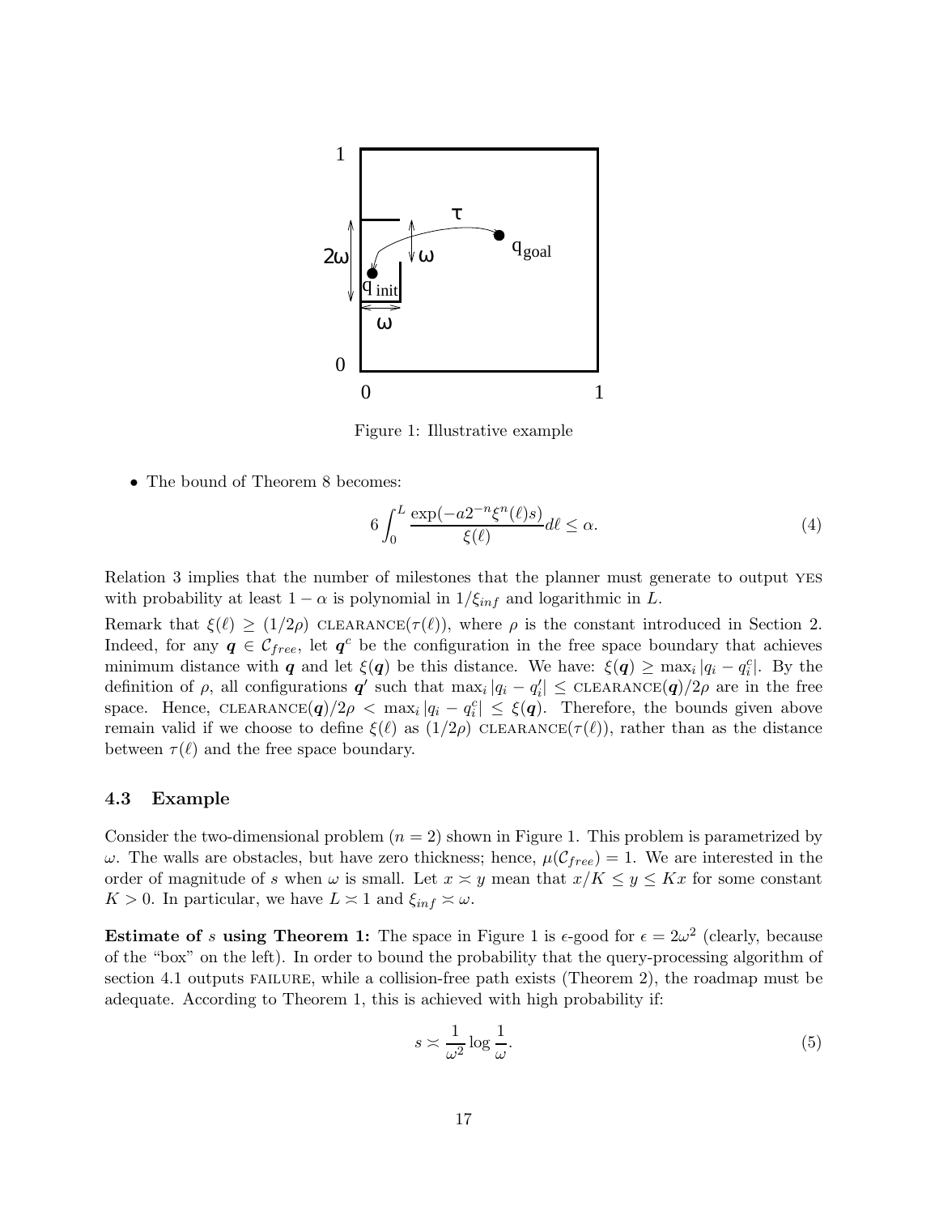Figure 1: Illustrative example

- The bound of Theorem 8 becomes:

$$6 \int_0^L \frac{\exp(-a 2^{-n} \xi^n(\ell) s)}{\xi(\ell)} d\ell \leq \alpha. \tag{4}$$

Relation 3 implies that the number of milestones that the planner must generate to output YES with probability at least $1 - \alpha$ is polynomial in $1/\xi_{inf}$ and logarithmic in $L$.

Remark that $\xi(\ell) \geq (1/2\rho)$ CLEARANCE$(\tau(\ell))$, where $\rho$ is the constant introduced in Section 2. Indeed, for any $\boldsymbol{q} \in \mathcal{C}_{free}$, let $\boldsymbol{q}^c$ be the configuration in the free space boundary that achieves minimum distance with $\boldsymbol{q}$ and let $\xi(\boldsymbol{q})$ be this distance. We have: $\xi(\boldsymbol{q}) \geq \max_i |q_i - q_i^c|$. By the definition of $\rho$, all configurations $\boldsymbol{q'}$ such that $\max_i |q_i - q'_i| \leq$ CLEARANCE$(\boldsymbol{q})/2\rho$ are in the free space. Hence, CLEARANCE$(\boldsymbol{q})/2\rho < \max_i |q_i - q_i^c| \leq \xi(\boldsymbol{q})$. Therefore, the bounds given above remain valid if we choose to define $\xi(\ell)$ as $(1/2\rho)$ CLEARANCE$(\tau(\ell))$, rather than as the distance between $\tau(\ell)$ and the free space boundary.

### 4.3 Example

Consider the two-dimensional problem ($n = 2$) shown in Figure 1. This problem is parametrized by $\omega$. The walls are obstacles, but have zero thickness; hence, $\mu(\mathcal{C}_{free}) = 1$. We are interested in the order of magnitude of $s$ when $\omega$ is small. Let $x \asymp y$ mean that $x/K \leq y \leq Kx$ for some constant $K > 0$. In particular, we have $L \asymp 1$ and $\xi_{inf} \asymp \omega$.

**Estimate of $s$ using Theorem 1:** The space in Figure 1 is $\epsilon$-good for $\epsilon = 2\omega^2$ (clearly, because of the "box" on the left). In order to bound the probability that the query-processing algorithm of section 4.1 outputs FAILURE, while a collision-free path exists (Theorem 2), the roadmap must be adequate. According to Theorem 1, this is achieved with high probability if:

$$s \asymp \frac{1}{\omega^2} \log \frac{1}{\omega}. \tag{5}$$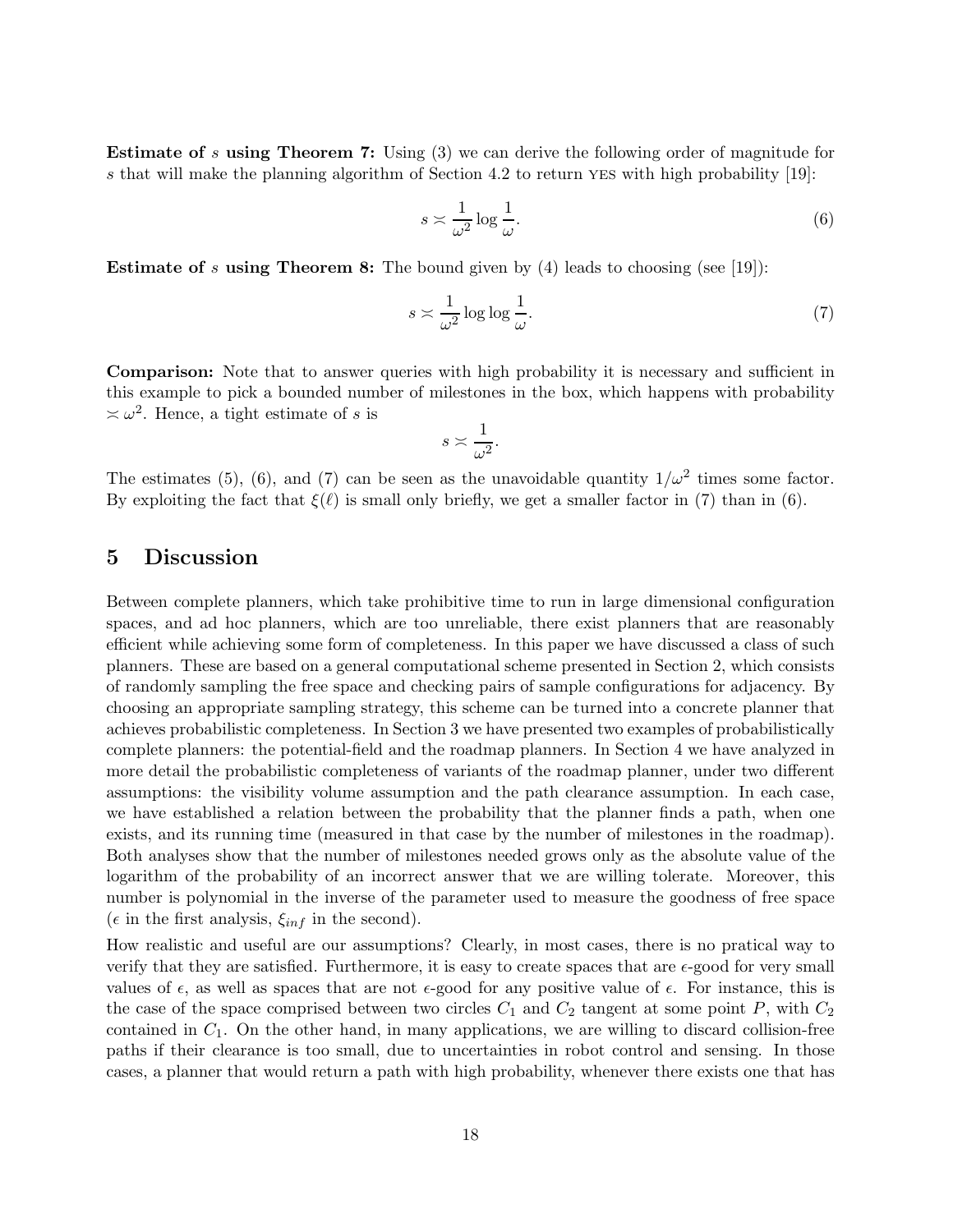**Estimate of $s$ using Theorem 7:** Using (3) we can derive the following order of magnitude for $s$ that will make the planning algorithm of Section 4.2 to return YES with high probability [19]:

$$s \asymp \frac{1}{\omega^2} \log \frac{1}{\omega}. \tag{6}$$

**Estimate of $s$ using Theorem 8:** The bound given by (4) leads to choosing (see [19]):

$$s \asymp \frac{1}{\omega^2} \log \log \frac{1}{\omega}. \tag{7}$$

**Comparison:** Note that to answer queries with high probability it is necessary and sufficient in this example to pick a bounded number of milestones in the box, which happens with probability $\asymp \omega^2$. Hence, a tight estimate of $s$ is

$$s \asymp \frac{1}{\omega^2}.$$

The estimates (5), (6), and (7) can be seen as the unavoidable quantity $1/\omega^2$ times some factor. By exploiting the fact that $\xi(\ell)$ is small only briefly, we get a smaller factor in (7) than in (6).

## 5 Discussion

Between complete planners, which take prohibitive time to run in large dimensional configuration spaces, and ad hoc planners, which are too unreliable, there exist planners that are reasonably efficient while achieving some form of completeness. In this paper we have discussed a class of such planners. These are based on a general computational scheme presented in Section 2, which consists of randomly sampling the free space and checking pairs of sample configurations for adjacency. By choosing an appropriate sampling strategy, this scheme can be turned into a concrete planner that achieves probabilistic completeness. In Section 3 we have presented two examples of probabilistically complete planners: the potential-field and the roadmap planners. In Section 4 we have analyzed in more detail the probabilistic completeness of variants of the roadmap planner, under two different assumptions: the visibility volume assumption and the path clearance assumption. In each case, we have established a relation between the probability that the planner finds a path, when one exists, and its running time (measured in that case by the number of milestones in the roadmap). Both analyses show that the number of milestones needed grows only as the absolute value of the logarithm of the probability of an incorrect answer that we are willing tolerate. Moreover, this number is polynomial in the inverse of the parameter used to measure the goodness of free space ($\epsilon$ in the first analysis, $\xi_{inf}$ in the second).

How realistic and useful are our assumptions? Clearly, in most cases, there is no pratical way to verify that they are satisfied. Furthermore, it is easy to create spaces that are $\epsilon$-good for very small values of $\epsilon$, as well as spaces that are not $\epsilon$-good for any positive value of $\epsilon$. For instance, this is the case of the space comprised between two circles $C_1$ and $C_2$ tangent at some point $P$, with $C_2$ contained in $C_1$. On the other hand, in many applications, we are willing to discard collision-free paths if their clearance is too small, due to uncertainties in robot control and sensing. In those cases, a planner that would return a path with high probability, whenever there exists one that has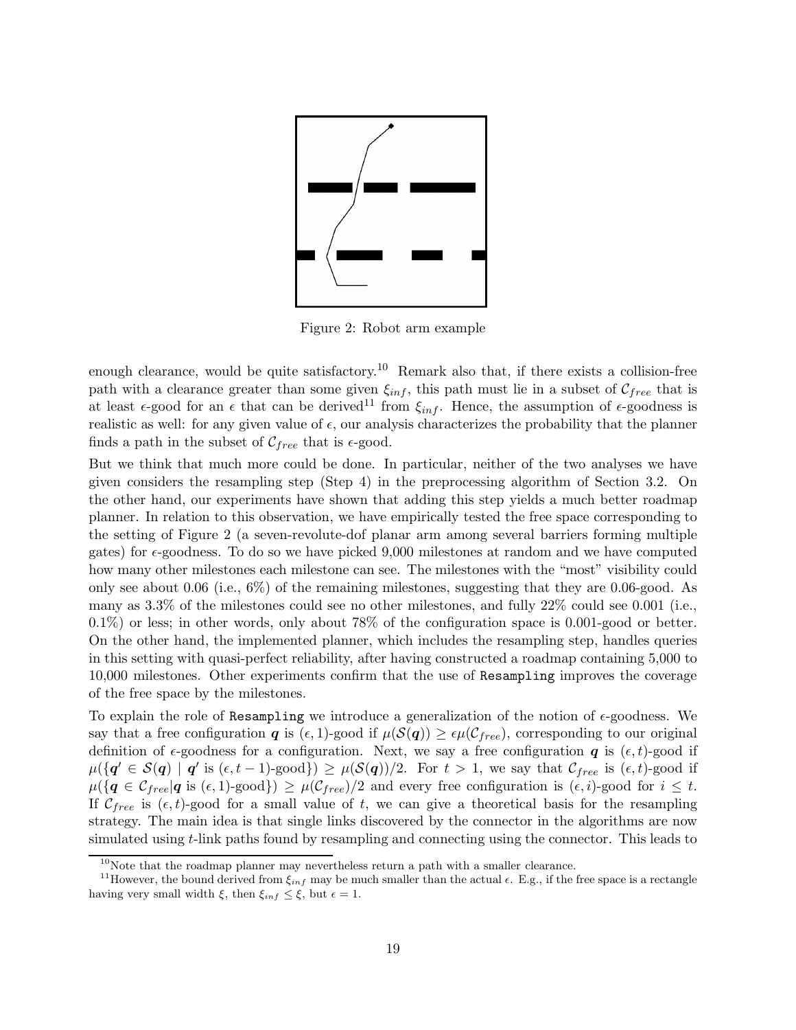Figure 2: Robot arm example

enough clearance, would be quite satisfactory.[10] Remark also that, if there exists a collision-free path with a clearance greater than some given $\xi_{inf}$, this path must lie in a subset of $\mathcal{C}_{free}$ that is at least $\epsilon$-good for an $\epsilon$ that can be derived[11] from $\xi_{inf}$. Hence, the assumption of $\epsilon$-goodness is realistic as well: for any given value of $\epsilon$, our analysis characterizes the probability that the planner finds a path in the subset of $\mathcal{C}_{free}$ that is $\epsilon$-good.

But we think that much more could be done. In particular, neither of the two analyses we have given considers the resampling step (Step 4) in the preprocessing algorithm of Section 3.2. On the other hand, our experiments have shown that adding this step yields a much better roadmap planner. In relation to this observation, we have empirically tested the free space corresponding to the setting of Figure 2 (a seven-revolute-dof planar arm among several barriers forming multiple gates) for $\epsilon$-goodness. To do so we have picked 9,000 milestones at random and we have computed how many other milestones each milestone can see. The milestones with the "most" visibility could only see about 0.06 (i.e., 6%) of the remaining milestones, suggesting that they are 0.06-good. As many as 3.3% of the milestones could see no other milestones, and fully 22% could see 0.001 (i.e., 0.1%) or less; in other words, only about 78% of the configuration space is 0.001-good or better. On the other hand, the implemented planner, which includes the resampling step, handles queries in this setting with quasi-perfect reliability, after having constructed a roadmap containing 5,000 to 10,000 milestones. Other experiments confirm that the use of `Resampling` improves the coverage of the free space by the milestones.

To explain the role of `Resampling` we introduce a generalization of the notion of $\epsilon$-goodness. We say that a free configuration $\boldsymbol{q}$ is $(\epsilon, 1)$-good if $\mu(\mathcal{S}(\boldsymbol{q})) \geq \epsilon\mu(\mathcal{C}_{free})$, corresponding to our original definition of $\epsilon$-goodness for a configuration. Next, we say a free configuration $\boldsymbol{q}$ is $(\epsilon, t)$-good if $\mu(\{\boldsymbol{q}' \in \mathcal{S}(\boldsymbol{q}) \mid \boldsymbol{q}' \text{ is } (\epsilon, t-1)\text{-good}\}) \geq \mu(\mathcal{S}(\boldsymbol{q}))/2$. For $t > 1$, we say that $\mathcal{C}_{free}$ is $(\epsilon, t)$-good if $\mu(\{\boldsymbol{q} \in \mathcal{C}_{free} | \boldsymbol{q} \text{ is } (\epsilon, 1)\text{-good}\}) \geq \mu(\mathcal{C}_{free})/2$ and every free configuration is $(\epsilon, i)$-good for $i \leq t$. If $\mathcal{C}_{free}$ is $(\epsilon, t)$-good for a small value of $t$, we can give a theoretical basis for the resampling strategy. The main idea is that single links discovered by the connector in the algorithms are now simulated using $t$-link paths found by resampling and connecting using the connector. This leads to

[10] Note that the roadmap planner may nevertheless return a path with a smaller clearance.

[11] However, the bound derived from $\xi_{inf}$ may be much smaller than the actual $\epsilon$. E.g., if the free space is a rectangle having very small width $\xi$, then $\xi_{inf} \leq \xi$, but $\epsilon = 1$.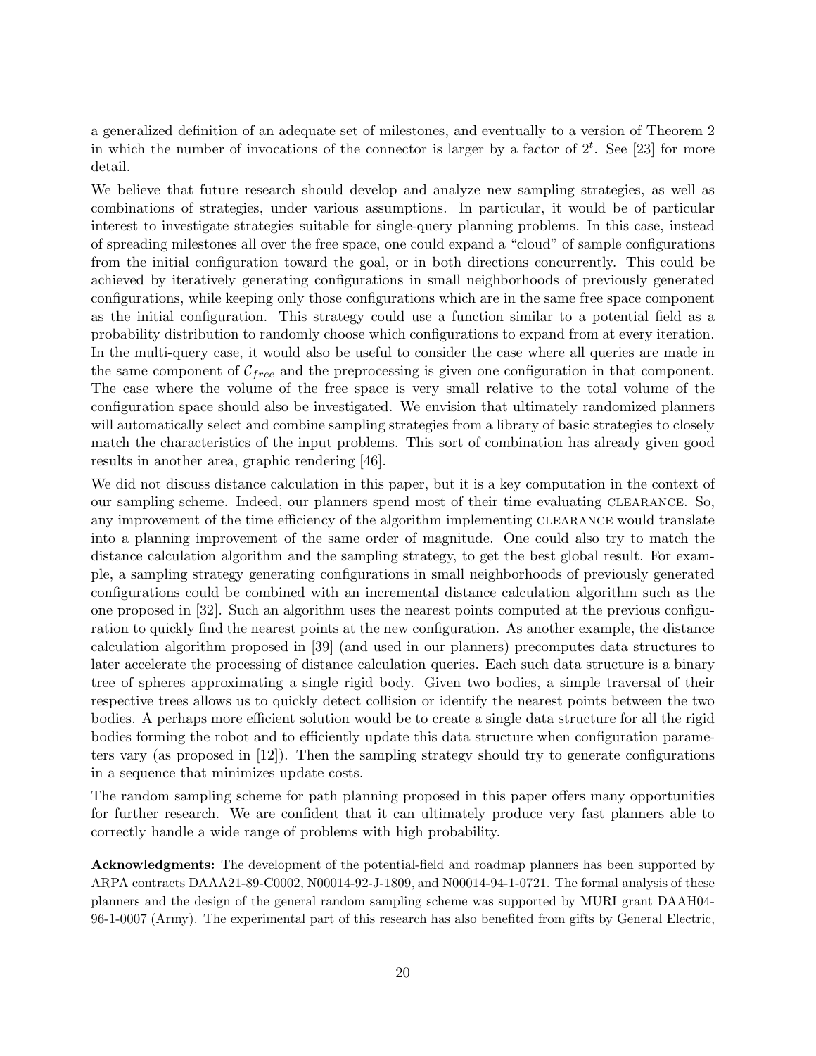a generalized definition of an adequate set of milestones, and eventually to a version of Theorem 2 in which the number of invocations of the connector is larger by a factor of $2^t$. See [23] for more detail.

We believe that future research should develop and analyze new sampling strategies, as well as combinations of strategies, under various assumptions. In particular, it would be of particular interest to investigate strategies suitable for single-query planning problems. In this case, instead of spreading milestones all over the free space, one could expand a "cloud" of sample configurations from the initial configuration toward the goal, or in both directions concurrently. This could be achieved by iteratively generating configurations in small neighborhoods of previously generated configurations, while keeping only those configurations which are in the same free space component as the initial configuration. This strategy could use a function similar to a potential field as a probability distribution to randomly choose which configurations to expand from at every iteration. In the multi-query case, it would also be useful to consider the case where all queries are made in the same component of $\mathcal{C}_{free}$ and the preprocessing is given one configuration in that component. The case where the volume of the free space is very small relative to the total volume of the configuration space should also be investigated. We envision that ultimately randomized planners will automatically select and combine sampling strategies from a library of basic strategies to closely match the characteristics of the input problems. This sort of combination has already given good results in another area, graphic rendering [46].

We did not discuss distance calculation in this paper, but it is a key computation in the context of our sampling scheme. Indeed, our planners spend most of their time evaluating CLEARANCE. So, any improvement of the time efficiency of the algorithm implementing CLEARANCE would translate into a planning improvement of the same order of magnitude. One could also try to match the distance calculation algorithm and the sampling strategy, to get the best global result. For example, a sampling strategy generating configurations in small neighborhoods of previously generated configurations could be combined with an incremental distance calculation algorithm such as the one proposed in [32]. Such an algorithm uses the nearest points computed at the previous configuration to quickly find the nearest points at the new configuration. As another example, the distance calculation algorithm proposed in [39] (and used in our planners) precomputes data structures to later accelerate the processing of distance calculation queries. Each such data structure is a binary tree of spheres approximating a single rigid body. Given two bodies, a simple traversal of their respective trees allows us to quickly detect collision or identify the nearest points between the two bodies. A perhaps more efficient solution would be to create a single data structure for all the rigid bodies forming the robot and to efficiently update this data structure when configuration parameters vary (as proposed in [12]). Then the sampling strategy should try to generate configurations in a sequence that minimizes update costs.

The random sampling scheme for path planning proposed in this paper offers many opportunities for further research. We are confident that it can ultimately produce very fast planners able to correctly handle a wide range of problems with high probability.

**Acknowledgments:** The development of the potential-field and roadmap planners has been supported by ARPA contracts DAAA21-89-C0002, N00014-92-J-1809, and N00014-94-1-0721. The formal analysis of these planners and the design of the general random sampling scheme was supported by MURI grant DAAH04-96-1-0007 (Army). The experimental part of this research has also benefited from gifts by General Electric,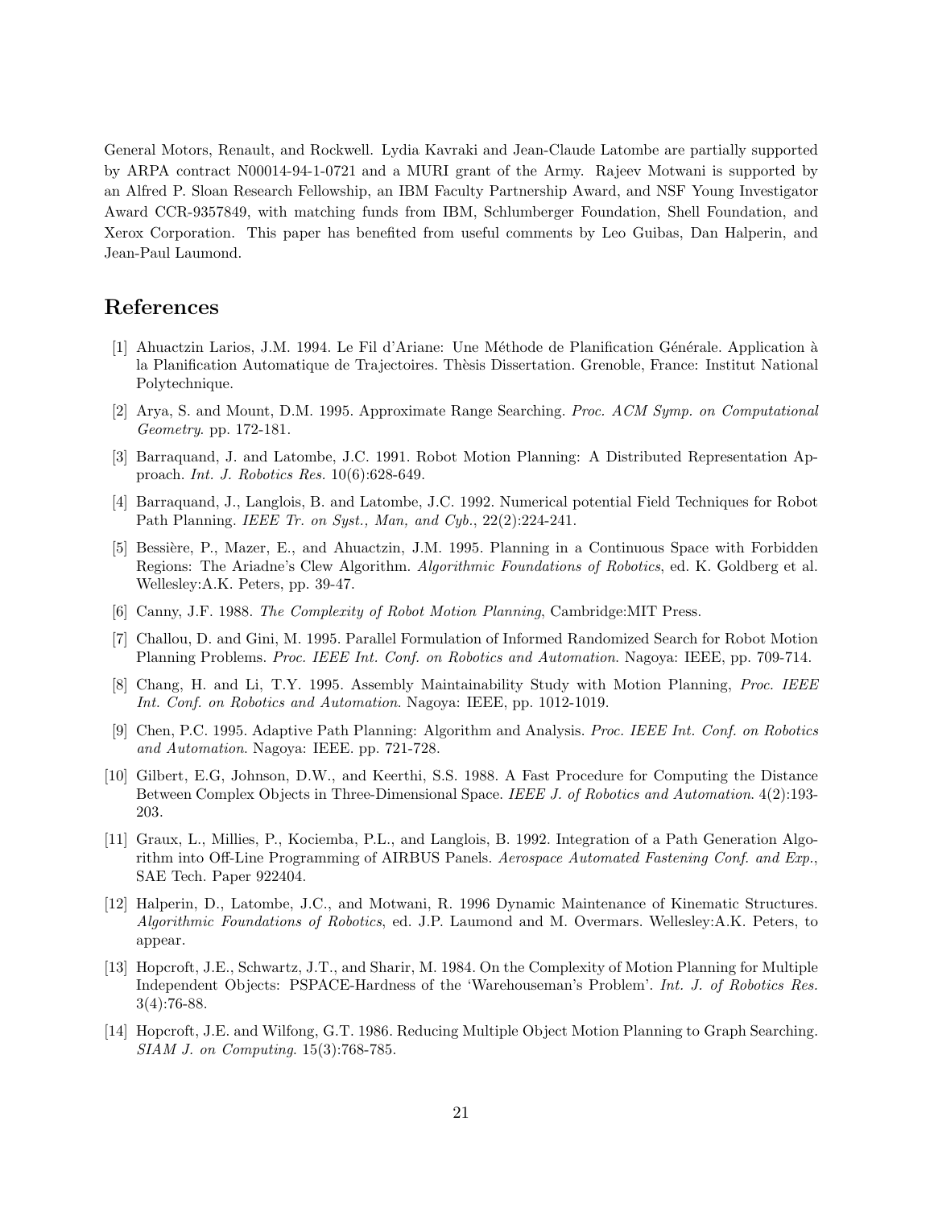General Motors, Renault, and Rockwell. Lydia Kavraki and Jean-Claude Latombe are partially supported by ARPA contract N00014-94-1-0721 and a MURI grant of the Army. Rajeev Motwani is supported by an Alfred P. Sloan Research Fellowship, an IBM Faculty Partnership Award, and NSF Young Investigator Award CCR-9357849, with matching funds from IBM, Schlumberger Foundation, Shell Foundation, and Xerox Corporation. This paper has benefited from useful comments by Leo Guibas, Dan Halperin, and Jean-Paul Laumond.

## References

[1] Ahuactzin Larios, J.M. 1994. Le Fil d'Ariane: Une Méthode de Planification Générale. Application à la Planification Automatique de Trajectoires. Thèsis Dissertation. Grenoble, France: Institut National Polytechnique.

[2] Arya, S. and Mount, D.M. 1995. Approximate Range Searching. *Proc. ACM Symp. on Computational Geometry*. pp. 172-181.

[3] Barraquand, J. and Latombe, J.C. 1991. Robot Motion Planning: A Distributed Representation Approach. *Int. J. Robotics Res.* 10(6):628-649.

[4] Barraquand, J., Langlois, B. and Latombe, J.C. 1992. Numerical potential Field Techniques for Robot Path Planning. *IEEE Tr. on Syst., Man, and Cyb.*, 22(2):224-241.

[5] Bessière, P., Mazer, E., and Ahuactzin, J.M. 1995. Planning in a Continuous Space with Forbidden Regions: The Ariadne's Clew Algorithm. *Algorithmic Foundations of Robotics*, ed. K. Goldberg et al. Wellesley:A.K. Peters, pp. 39-47.

[6] Canny, J.F. 1988. *The Complexity of Robot Motion Planning*, Cambridge:MIT Press.

[7] Challou, D. and Gini, M. 1995. Parallel Formulation of Informed Randomized Search for Robot Motion Planning Problems. *Proc. IEEE Int. Conf. on Robotics and Automation*. Nagoya: IEEE, pp. 709-714.

[8] Chang, H. and Li, T.Y. 1995. Assembly Maintainability Study with Motion Planning, *Proc. IEEE Int. Conf. on Robotics and Automation*. Nagoya: IEEE, pp. 1012-1019.

[9] Chen, P.C. 1995. Adaptive Path Planning: Algorithm and Analysis. *Proc. IEEE Int. Conf. on Robotics and Automation*. Nagoya: IEEE. pp. 721-728.

[10] Gilbert, E.G, Johnson, D.W., and Keerthi, S.S. 1988. A Fast Procedure for Computing the Distance Between Complex Objects in Three-Dimensional Space. *IEEE J. of Robotics and Automation*. 4(2):193-203.

[11] Graux, L., Millies, P., Kociemba, P.L., and Langlois, B. 1992. Integration of a Path Generation Algorithm into Off-Line Programming of AIRBUS Panels. *Aerospace Automated Fastening Conf. and Exp.*, SAE Tech. Paper 922404.

[12] Halperin, D., Latombe, J.C., and Motwani, R. 1996 Dynamic Maintenance of Kinematic Structures. *Algorithmic Foundations of Robotics*, ed. J.P. Laumond and M. Overmars. Wellesley:A.K. Peters, to appear.

[13] Hopcroft, J.E., Schwartz, J.T., and Sharir, M. 1984. On the Complexity of Motion Planning for Multiple Independent Objects: PSPACE-Hardness of the 'Warehouseman's Problem'. *Int. J. of Robotics Res.* 3(4):76-88.

[14] Hopcroft, J.E. and Wilfong, G.T. 1986. Reducing Multiple Object Motion Planning to Graph Searching. *SIAM J. on Computing*. 15(3):768-785.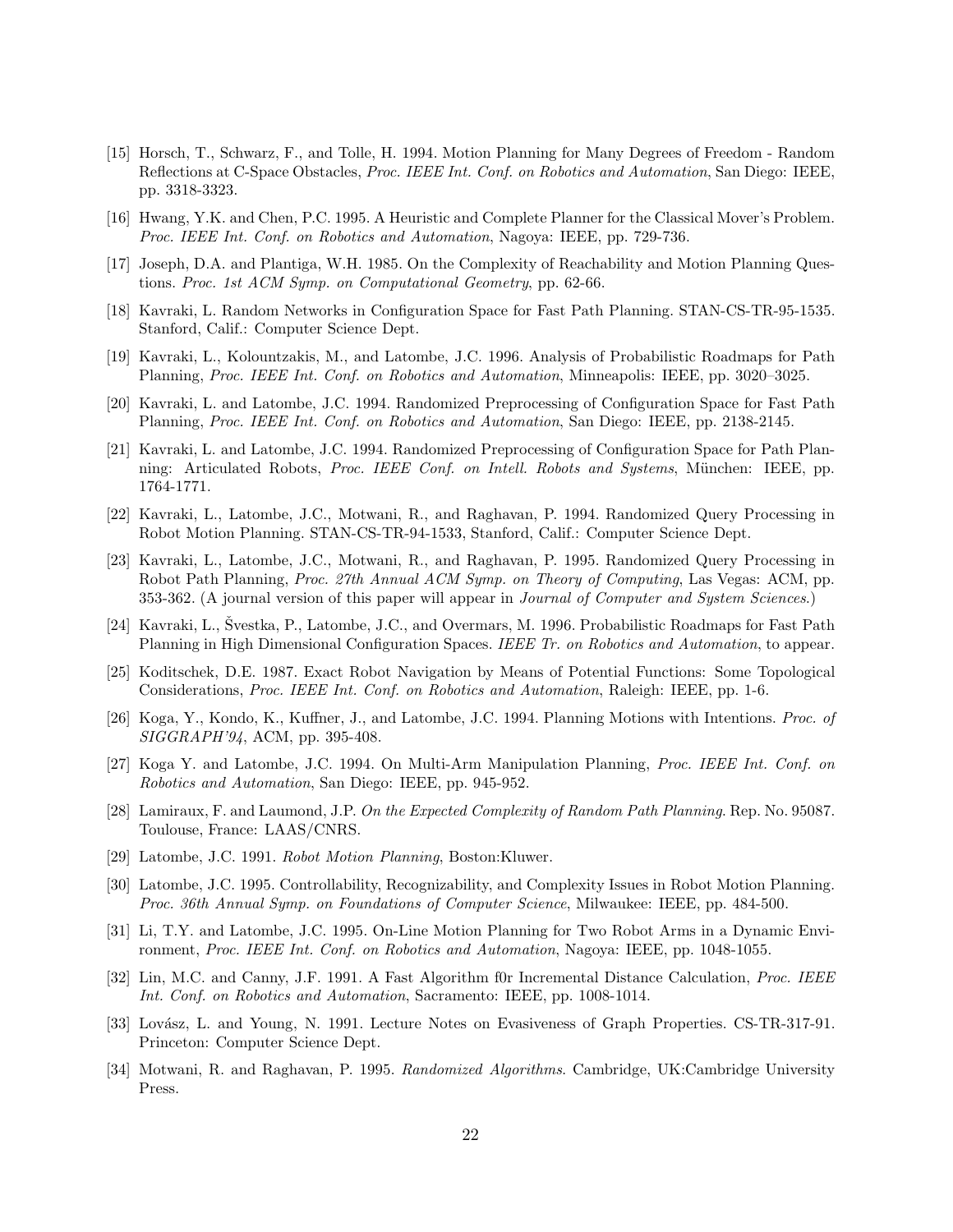[15] Horsch, T., Schwarz, F., and Tolle, H. 1994. Motion Planning for Many Degrees of Freedom - Random Reflections at C-Space Obstacles, *Proc. IEEE Int. Conf. on Robotics and Automation*, San Diego: IEEE, pp. 3318-3323.

[16] Hwang, Y.K. and Chen, P.C. 1995. A Heuristic and Complete Planner for the Classical Mover's Problem. *Proc. IEEE Int. Conf. on Robotics and Automation*, Nagoya: IEEE, pp. 729-736.

[17] Joseph, D.A. and Plantiga, W.H. 1985. On the Complexity of Reachability and Motion Planning Questions. *Proc. 1st ACM Symp. on Computational Geometry*, pp. 62-66.

[18] Kavraki, L. Random Networks in Configuration Space for Fast Path Planning. STAN-CS-TR-95-1535. Stanford, Calif.: Computer Science Dept.

[19] Kavraki, L., Kolountzakis, M., and Latombe, J.C. 1996. Analysis of Probabilistic Roadmaps for Path Planning, *Proc. IEEE Int. Conf. on Robotics and Automation*, Minneapolis: IEEE, pp. 3020–3025.

[20] Kavraki, L. and Latombe, J.C. 1994. Randomized Preprocessing of Configuration Space for Fast Path Planning, *Proc. IEEE Int. Conf. on Robotics and Automation*, San Diego: IEEE, pp. 2138-2145.

[21] Kavraki, L. and Latombe, J.C. 1994. Randomized Preprocessing of Configuration Space for Path Planning: Articulated Robots, *Proc. IEEE Conf. on Intell. Robots and Systems*, München: IEEE, pp. 1764-1771.

[22] Kavraki, L., Latombe, J.C., Motwani, R., and Raghavan, P. 1994. Randomized Query Processing in Robot Motion Planning. STAN-CS-TR-94-1533, Stanford, Calif.: Computer Science Dept.

[23] Kavraki, L., Latombe, J.C., Motwani, R., and Raghavan, P. 1995. Randomized Query Processing in Robot Path Planning, *Proc. 27th Annual ACM Symp. on Theory of Computing*, Las Vegas: ACM, pp. 353-362. (A journal version of this paper will appear in *Journal of Computer and System Sciences*.)

[24] Kavraki, L., Švestka, P., Latombe, J.C., and Overmars, M. 1996. Probabilistic Roadmaps for Fast Path Planning in High Dimensional Configuration Spaces. *IEEE Tr. on Robotics and Automation*, to appear.

[25] Koditschek, D.E. 1987. Exact Robot Navigation by Means of Potential Functions: Some Topological Considerations, *Proc. IEEE Int. Conf. on Robotics and Automation*, Raleigh: IEEE, pp. 1-6.

[26] Koga, Y., Kondo, K., Kuffner, J., and Latombe, J.C. 1994. Planning Motions with Intentions. *Proc. of SIGGRAPH'94*, ACM, pp. 395-408.

[27] Koga Y. and Latombe, J.C. 1994. On Multi-Arm Manipulation Planning, *Proc. IEEE Int. Conf. on Robotics and Automation*, San Diego: IEEE, pp. 945-952.

[28] Lamiraux, F. and Laumond, J.P. *On the Expected Complexity of Random Path Planning*. Rep. No. 95087. Toulouse, France: LAAS/CNRS.

[29] Latombe, J.C. 1991. *Robot Motion Planning*, Boston:Kluwer.

[30] Latombe, J.C. 1995. Controllability, Recognizability, and Complexity Issues in Robot Motion Planning. *Proc. 36th Annual Symp. on Foundations of Computer Science*, Milwaukee: IEEE, pp. 484-500.

[31] Li, T.Y. and Latombe, J.C. 1995. On-Line Motion Planning for Two Robot Arms in a Dynamic Environment, *Proc. IEEE Int. Conf. on Robotics and Automation*, Nagoya: IEEE, pp. 1048-1055.

[32] Lin, M.C. and Canny, J.F. 1991. A Fast Algorithm f0r Incremental Distance Calculation, *Proc. IEEE Int. Conf. on Robotics and Automation*, Sacramento: IEEE, pp. 1008-1014.

[33] Lovász, L. and Young, N. 1991. Lecture Notes on Evasiveness of Graph Properties. CS-TR-317-91. Princeton: Computer Science Dept.

[34] Motwani, R. and Raghavan, P. 1995. *Randomized Algorithms*. Cambridge, UK:Cambridge University Press.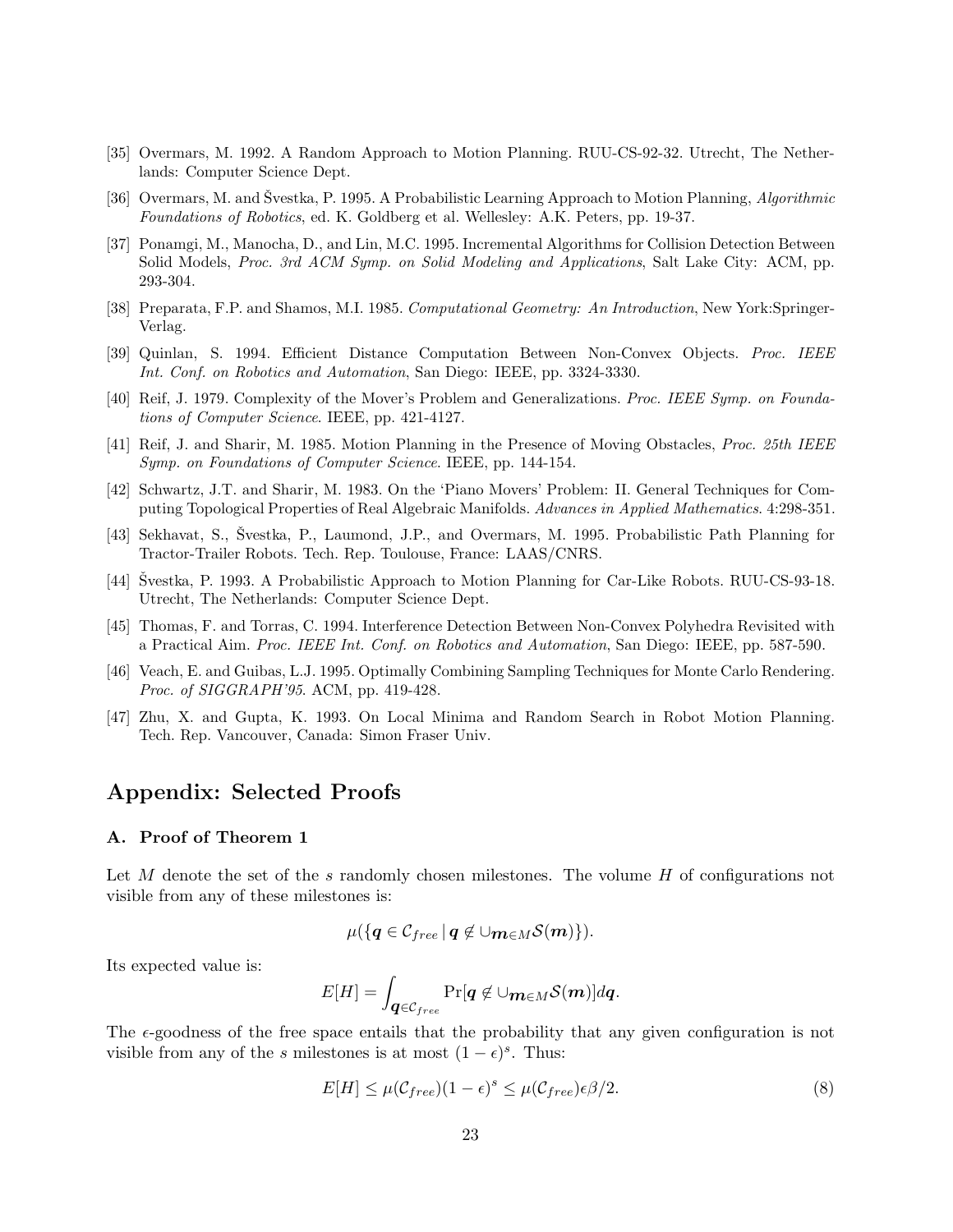[35] Overmars, M. 1992. A Random Approach to Motion Planning. RUU-CS-92-32. Utrecht, The Netherlands: Computer Science Dept.

[36] Overmars, M. and Švestka, P. 1995. A Probabilistic Learning Approach to Motion Planning, *Algorithmic Foundations of Robotics*, ed. K. Goldberg et al. Wellesley: A.K. Peters, pp. 19-37.

[37] Ponamgi, M., Manocha, D., and Lin, M.C. 1995. Incremental Algorithms for Collision Detection Between Solid Models, *Proc. 3rd ACM Symp. on Solid Modeling and Applications*, Salt Lake City: ACM, pp. 293-304.

[38] Preparata, F.P. and Shamos, M.I. 1985. *Computational Geometry: An Introduction*, New York:Springer-Verlag.

[39] Quinlan, S. 1994. Efficient Distance Computation Between Non-Convex Objects. *Proc. IEEE Int. Conf. on Robotics and Automation*, San Diego: IEEE, pp. 3324-3330.

[40] Reif, J. 1979. Complexity of the Mover's Problem and Generalizations. *Proc. IEEE Symp. on Foundations of Computer Science*. IEEE, pp. 421-4127.

[41] Reif, J. and Sharir, M. 1985. Motion Planning in the Presence of Moving Obstacles, *Proc. 25th IEEE Symp. on Foundations of Computer Science*. IEEE, pp. 144-154.

[42] Schwartz, J.T. and Sharir, M. 1983. On the 'Piano Movers' Problem: II. General Techniques for Computing Topological Properties of Real Algebraic Manifolds. *Advances in Applied Mathematics*. 4:298-351.

[43] Sekhavat, S., Švestka, P., Laumond, J.P., and Overmars, M. 1995. Probabilistic Path Planning for Tractor-Trailer Robots. Tech. Rep. Toulouse, France: LAAS/CNRS.

[44] Švestka, P. 1993. A Probabilistic Approach to Motion Planning for Car-Like Robots. RUU-CS-93-18. Utrecht, The Netherlands: Computer Science Dept.

[45] Thomas, F. and Torras, C. 1994. Interference Detection Between Non-Convex Polyhedra Revisited with a Practical Aim. *Proc. IEEE Int. Conf. on Robotics and Automation*, San Diego: IEEE, pp. 587-590.

[46] Veach, E. and Guibas, L.J. 1995. Optimally Combining Sampling Techniques for Monte Carlo Rendering. *Proc. of SIGGRAPH'95*. ACM, pp. 419-428.

[47] Zhu, X. and Gupta, K. 1993. On Local Minima and Random Search in Robot Motion Planning. Tech. Rep. Vancouver, Canada: Simon Fraser Univ.

# Appendix: Selected Proofs

## A. Proof of Theorem 1

Let $M$ denote the set of the $s$ randomly chosen milestones. The volume $H$ of configurations not visible from any of these milestones is:

$$\mu(\{\boldsymbol{q} \in \mathcal{C}_{free} \,|\, \boldsymbol{q} \notin \cup_{\boldsymbol{m} \in M} \mathcal{S}(\boldsymbol{m})\}).$$

Its expected value is:

$$E[H] = \int_{\boldsymbol{q} \in \mathcal{C}_{free}} \Pr[\boldsymbol{q} \notin \cup_{\boldsymbol{m} \in M} \mathcal{S}(\boldsymbol{m})] d\boldsymbol{q}.$$

The $\epsilon$-goodness of the free space entails that the probability that any given configuration is not visible from any of the $s$ milestones is at most $(1-\epsilon)^s$. Thus:

$$E[H] \leq \mu(\mathcal{C}_{free})(1-\epsilon)^s \leq \mu(\mathcal{C}_{free})\epsilon\beta/2. \tag{8}$$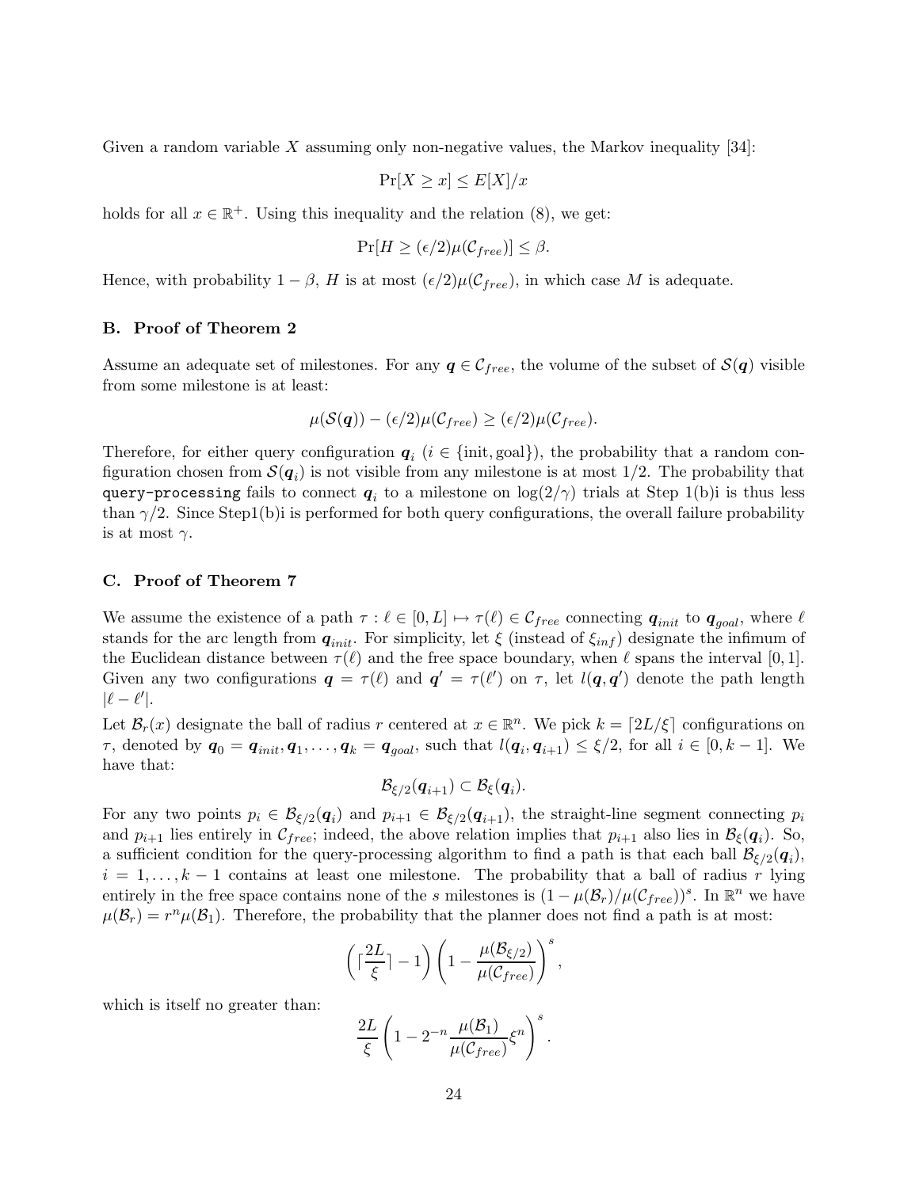Given a random variable $X$ assuming only non-negative values, the Markov inequality [34]:

$$\Pr[X \geq x] \leq E[X]/x$$

holds for all $x \in \mathbb{R}^+$. Using this inequality and the relation (8), we get:

$$\Pr[H \geq (\epsilon/2)\mu(\mathcal{C}_{free})] \leq \beta.$$

Hence, with probability $1 - \beta$, $H$ is at most $(\epsilon/2)\mu(\mathcal{C}_{free})$, in which case $M$ is adequate.

### B. Proof of Theorem 2

Assume an adequate set of milestones. For any $\boldsymbol{q} \in \mathcal{C}_{free}$, the volume of the subset of $\mathcal{S}(\boldsymbol{q})$ visible from some milestone is at least:

$$\mu(\mathcal{S}(\boldsymbol{q})) - (\epsilon/2)\mu(\mathcal{C}_{free}) \geq (\epsilon/2)\mu(\mathcal{C}_{free}).$$

Therefore, for either query configuration $\boldsymbol{q}_i$ ($i \in \{\text{init}, \text{goal}\}$), the probability that a random configuration chosen from $\mathcal{S}(\boldsymbol{q}_i)$ is not visible from any milestone is at most $1/2$. The probability that `query-processing` fails to connect $\boldsymbol{q}_i$ to a milestone on $\log(2/\gamma)$ trials at Step 1(b)i is thus less than $\gamma/2$. Since Step1(b)i is performed for both query configurations, the overall failure probability is at most $\gamma$.

### C. Proof of Theorem 7

We assume the existence of a path $\tau : \ell \in [0, L] \mapsto \tau(\ell) \in \mathcal{C}_{free}$ connecting $\boldsymbol{q}_{init}$ to $\boldsymbol{q}_{goal}$, where $\ell$ stands for the arc length from $\boldsymbol{q}_{init}$. For simplicity, let $\xi$ (instead of $\xi_{inf}$) designate the infimum of the Euclidean distance between $\tau(\ell)$ and the free space boundary, when $\ell$ spans the interval $[0, 1]$. Given any two configurations $\boldsymbol{q} = \tau(\ell)$ and $\boldsymbol{q}' = \tau(\ell')$ on $\tau$, let $l(\boldsymbol{q}, \boldsymbol{q}')$ denote the path length $|\ell - \ell'|$.

Let $\mathcal{B}_r(x)$ designate the ball of radius $r$ centered at $x \in \mathbb{R}^n$. We pick $k = \lceil 2L/\xi \rceil$ configurations on $\tau$, denoted by $\boldsymbol{q}_0 = \boldsymbol{q}_{init}, \boldsymbol{q}_1, \ldots, \boldsymbol{q}_k = \boldsymbol{q}_{goal}$, such that $l(\boldsymbol{q}_i, \boldsymbol{q}_{i+1}) \leq \xi/2$, for all $i \in [0, k-1]$. We have that:

$$\mathcal{B}_{\xi/2}(\boldsymbol{q}_{i+1}) \subset \mathcal{B}_{\xi}(\boldsymbol{q}_i).$$

For any two points $p_i \in \mathcal{B}_{\xi/2}(\boldsymbol{q}_i)$ and $p_{i+1} \in \mathcal{B}_{\xi/2}(\boldsymbol{q}_{i+1})$, the straight-line segment connecting $p_i$ and $p_{i+1}$ lies entirely in $\mathcal{C}_{free}$; indeed, the above relation implies that $p_{i+1}$ also lies in $\mathcal{B}_{\xi}(\boldsymbol{q}_i)$. So, a sufficient condition for the query-processing algorithm to find a path is that each ball $\mathcal{B}_{\xi/2}(\boldsymbol{q}_i)$, $i = 1, \ldots, k-1$ contains at least one milestone. The probability that a ball of radius $r$ lying entirely in the free space contains none of the $s$ milestones is $(1 - \mu(\mathcal{B}_r)/\mu(\mathcal{C}_{free}))^s$. In $\mathbb{R}^n$ we have $\mu(\mathcal{B}_r) = r^n \mu(\mathcal{B}_1)$. Therefore, the probability that the planner does not find a path is at most:

$$\left(\lceil \frac{2L}{\xi} \rceil - 1\right) \left(1 - \frac{\mu(\mathcal{B}_{\xi/2})}{\mu(\mathcal{C}_{free})}\right)^s,$$

which is itself no greater than:

$$\frac{2L}{\xi} \left(1 - 2^{-n} \frac{\mu(\mathcal{B}_1)}{\mu(\mathcal{C}_{free})} \xi^n\right)^s.$$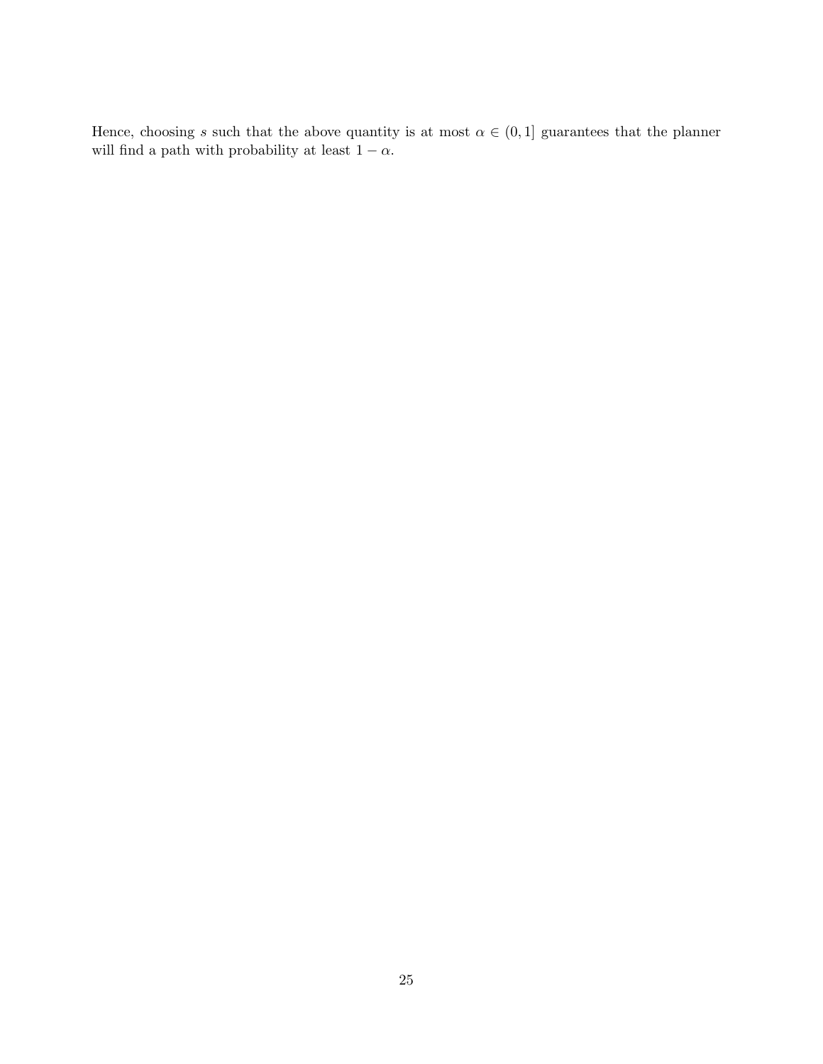Hence, choosing $s$ such that the above quantity is at most $\alpha \in (0, 1]$ guarantees that the planner will find a path with probability at least $1 - \alpha$.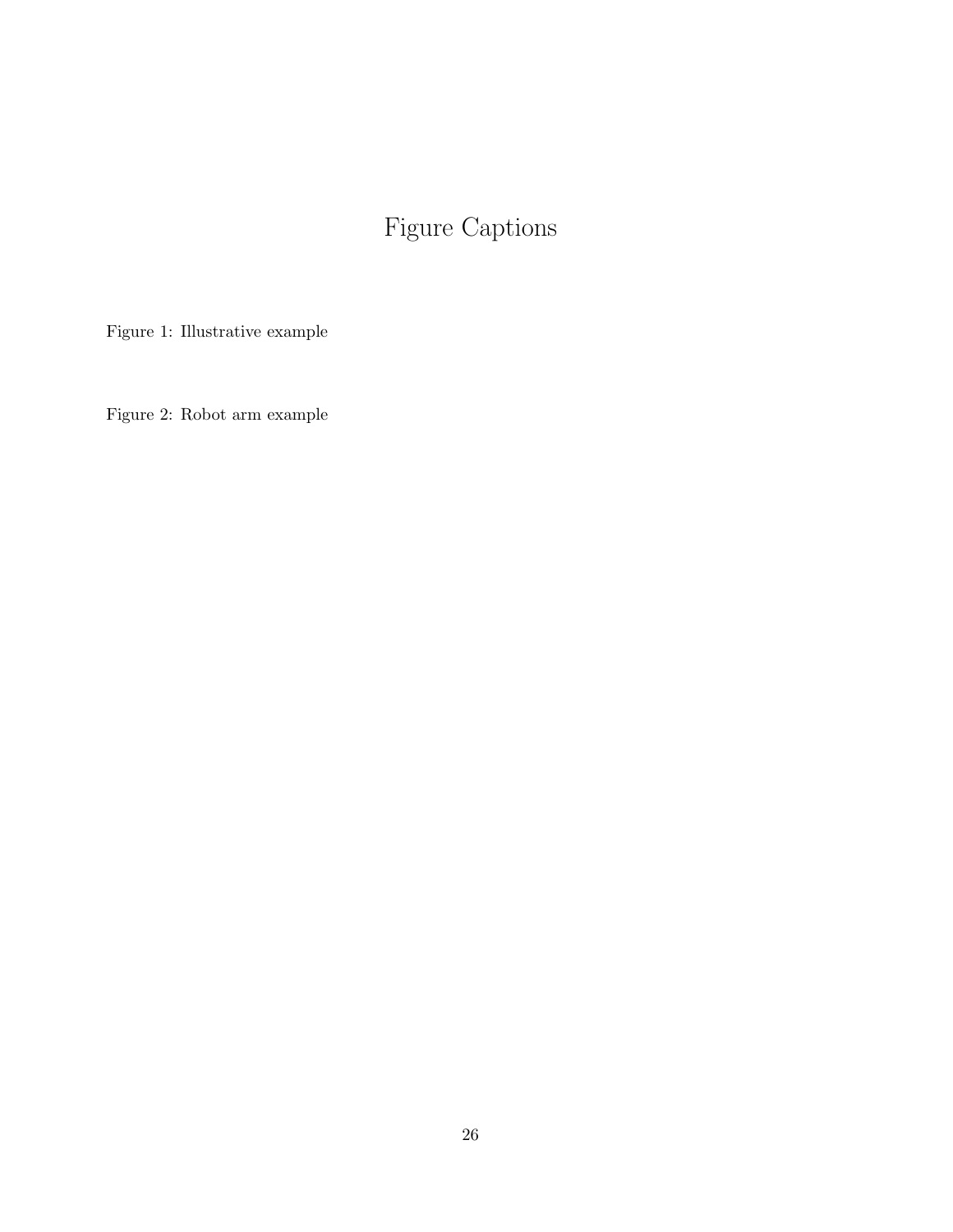# Figure Captions

Figure 1: Illustrative example

Figure 2: Robot arm example